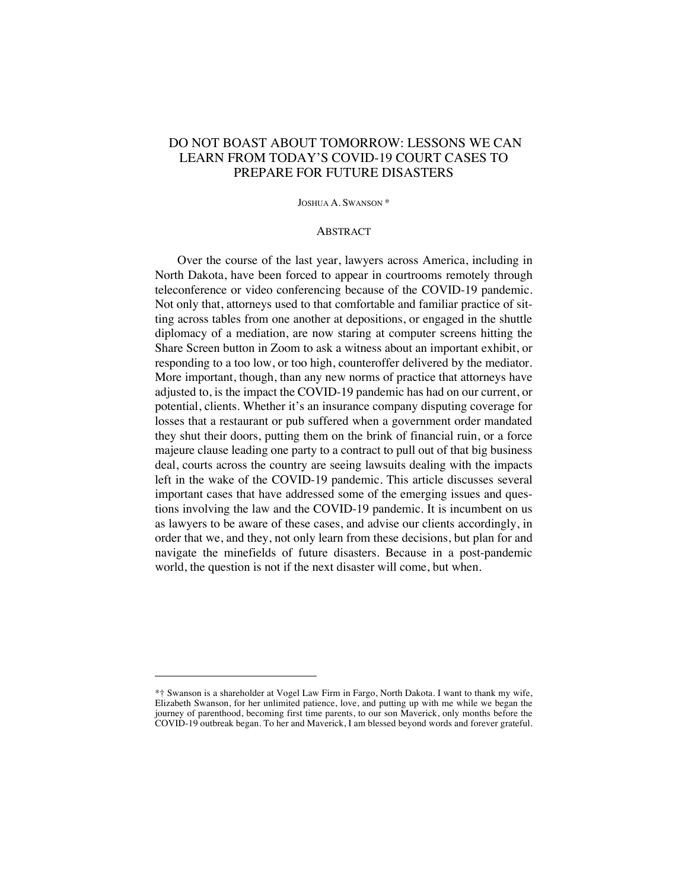# DO NOT BOAST ABOUT TOMORROW: LESSONS WE CAN LEARN FROM TODAY'S COVID-19 COURT CASES TO PREPARE FOR FUTURE DISASTERS

JOSHUA A. SWANSON *

## ABSTRACT

Over the course of the last year, lawyers across America, including in North Dakota, have been forced to appear in courtrooms remotely through teleconference or video conferencing because of the COVID-19 pandemic. Not only that, attorneys used to that comfortable and familiar practice of sitting across tables from one another at depositions, or engaged in the shuttle diplomacy of a mediation, are now staring at computer screens hitting the Share Screen button in Zoom to ask a witness about an important exhibit, or responding to a too low, or too high, counteroffer delivered by the mediator. More important, though, than any new norms of practice that attorneys have adjusted to, is the impact the COVID-19 pandemic has had on our current, or potential, clients. Whether it's an insurance company disputing coverage for losses that a restaurant or pub suffered when a government order mandated they shut their doors, putting them on the brink of financial ruin, or a force majeure clause leading one party to a contract to pull out of that big business deal, courts across the country are seeing lawsuits dealing with the impacts left in the wake of the COVID-19 pandemic. This article discusses several important cases that have addressed some of the emerging issues and questions involving the law and the COVID-19 pandemic. It is incumbent on us as lawyers to be aware of these cases, and advise our clients accordingly, in order that we, and they, not only learn from these decisions, but plan for and navigate the minefields of future disasters. Because in a post-pandemic world, the question is not if the next disaster will come, but when.

---

*† Swanson is a shareholder at Vogel Law Firm in Fargo, North Dakota. I want to thank my wife, Elizabeth Swanson, for her unlimited patience, love, and putting up with me while we began the journey of parenthood, becoming first time parents, to our son Maverick, only months before the COVID-19 outbreak began. To her and Maverick, I am blessed beyond words and forever grateful.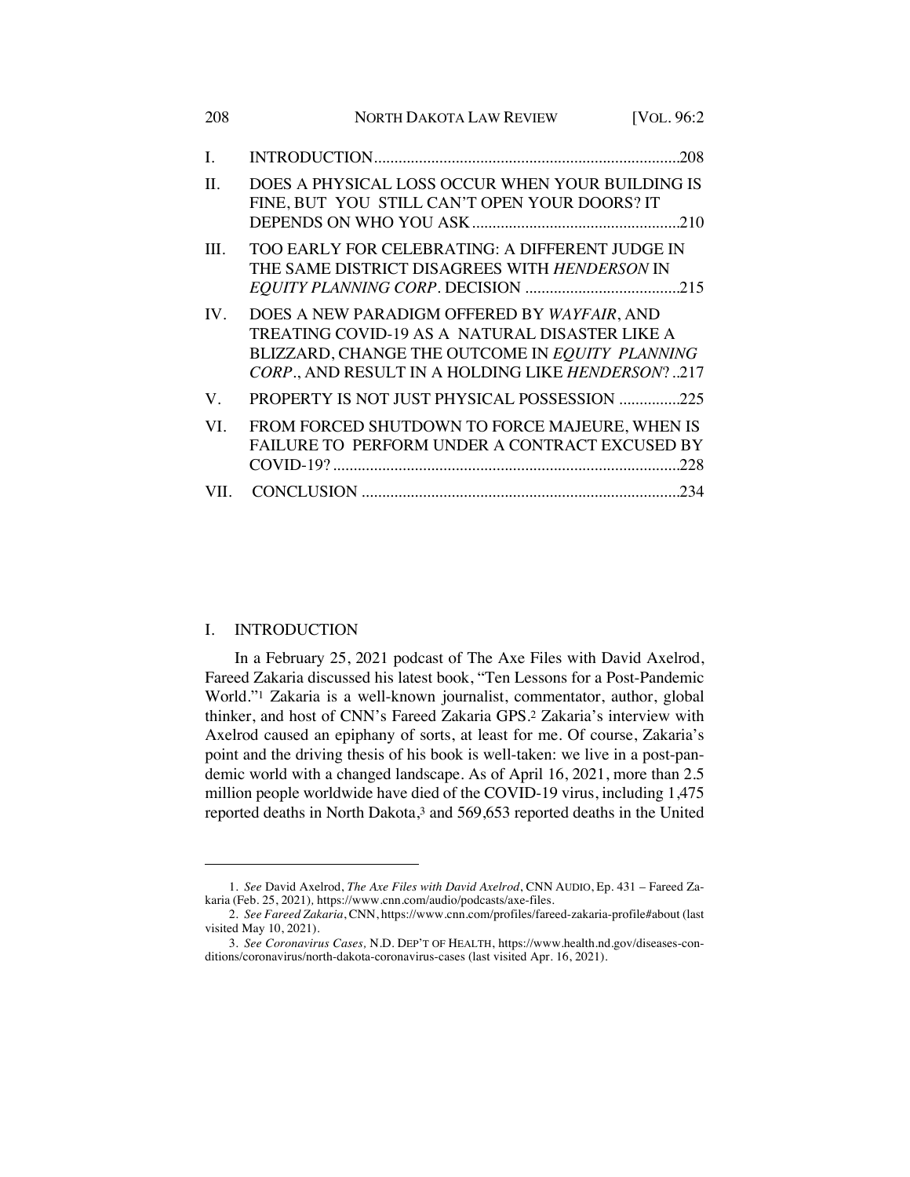| | | |
|---|---|---|
| I. | INTRODUCTION | 208 |
| II. | DOES A PHYSICAL LOSS OCCUR WHEN YOUR BUILDING IS FINE, BUT YOU STILL CAN'T OPEN YOUR DOORS? IT DEPENDS ON WHO YOU ASK | 210 |
| III. | TOO EARLY FOR CELEBRATING: A DIFFERENT JUDGE IN THE SAME DISTRICT DISAGREES WITH *HENDERSON* IN *EQUITY PLANNING CORP*. DECISION | 215 |
| IV. | DOES A NEW PARADIGM OFFERED BY *WAYFAIR*, AND TREATING COVID-19 AS A NATURAL DISASTER LIKE A BLIZZARD, CHANGE THE OUTCOME IN *EQUITY PLANNING CORP*., AND RESULT IN A HOLDING LIKE *HENDERSON*? | 217 |
| V. | PROPERTY IS NOT JUST PHYSICAL POSSESSION | 225 |
| VI. | FROM FORCED SHUTDOWN TO FORCE MAJEURE, WHEN IS FAILURE TO PERFORM UNDER A CONTRACT EXCUSED BY COVID-19? | 228 |
| VII. | CONCLUSION | 234 |

## I. INTRODUCTION

In a February 25, 2021 podcast of The Axe Files with David Axelrod, Fareed Zakaria discussed his latest book, "Ten Lessons for a Post-Pandemic World."[1] Zakaria is a well-known journalist, commentator, author, global thinker, and host of CNN's Fareed Zakaria GPS.[2] Zakaria's interview with Axelrod caused an epiphany of sorts, at least for me. Of course, Zakaria's point and the driving thesis of his book is well-taken: we live in a post-pandemic world with a changed landscape. As of April 16, 2021, more than 2.5 million people worldwide have died of the COVID-19 virus, including 1,475 reported deaths in North Dakota,[3] and 569,653 reported deaths in the United

---

1. *See* David Axelrod, *The Axe Files with David Axelrod*, CNN AUDIO, Ep. 431 – Fareed Zakaria (Feb. 25, 2021), https://www.cnn.com/audio/podcasts/axe-files.

2. *See Fareed Zakaria*, CNN, https://www.cnn.com/profiles/fareed-zakaria-profile#about (last visited May 10, 2021).

3. *See Coronavirus Cases,* N.D. DEP'T OF HEALTH, https://www.health.nd.gov/diseases-conditions/coronavirus/north-dakota-coronavirus-cases (last visited Apr. 16, 2021).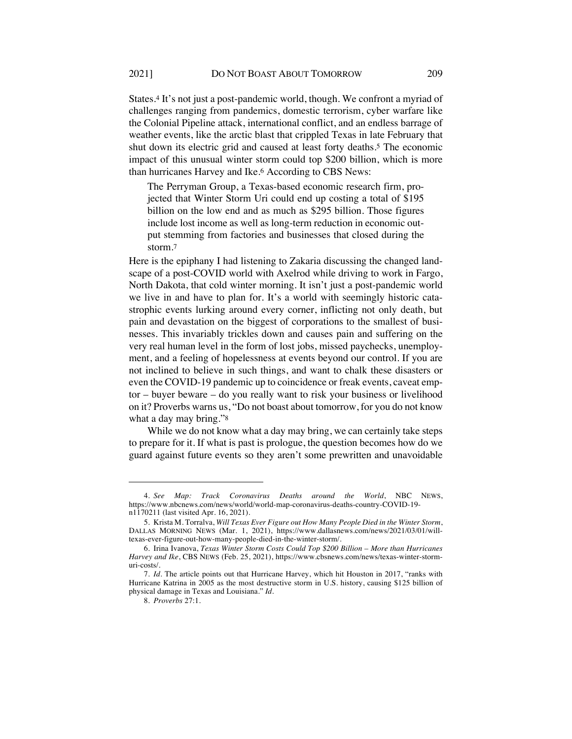States.[4] It's not just a post-pandemic world, though. We confront a myriad of challenges ranging from pandemics, domestic terrorism, cyber warfare like the Colonial Pipeline attack, international conflict, and an endless barrage of weather events, like the arctic blast that crippled Texas in late February that shut down its electric grid and caused at least forty deaths.[5] The economic impact of this unusual winter storm could top $200 billion, which is more than hurricanes Harvey and Ike.[6] According to CBS News:

> The Perryman Group, a Texas-based economic research firm, projected that Winter Storm Uri could end up costing a total of $195 billion on the low end and as much as $295 billion. Those figures include lost income as well as long-term reduction in economic output stemming from factories and businesses that closed during the storm.[7]

Here is the epiphany I had listening to Zakaria discussing the changed landscape of a post-COVID world with Axelrod while driving to work in Fargo, North Dakota, that cold winter morning. It isn't just a post-pandemic world we live in and have to plan for. It's a world with seemingly historic catastrophic events lurking around every corner, inflicting not only death, but pain and devastation on the biggest of corporations to the smallest of businesses. This invariably trickles down and causes pain and suffering on the very real human level in the form of lost jobs, missed paychecks, unemployment, and a feeling of hopelessness at events beyond our control. If you are not inclined to believe in such things, and want to chalk these disasters or even the COVID-19 pandemic up to coincidence or freak events, caveat emptor – buyer beware – do you really want to risk your business or livelihood on it? Proverbs warns us, "Do not boast about tomorrow, for you do not know what a day may bring."[8]

While we do not know what a day may bring, we can certainly take steps to prepare for it. If what is past is prologue, the question becomes how do we guard against future events so they aren't some prewritten and unavoidable

---

4. *See Map: Track Coronavirus Deaths around the World*, NBC NEWS, https://www.nbcnews.com/news/world/world-map-coronavirus-deaths-country-COVID-19-n1170211 (last visited Apr. 16, 2021).

5. Krista M. Torralva, *Will Texas Ever Figure out How Many People Died in the Winter Storm*, DALLAS MORNING NEWS (Mar. 1, 2021), https://www.dallasnews.com/news/2021/03/01/will-texas-ever-figure-out-how-many-people-died-in-the-winter-storm/.

6. Irina Ivanova, *Texas Winter Storm Costs Could Top $200 Billion – More than Hurricanes Harvey and Ike*, CBS NEWS (Feb. 25, 2021), https://www.cbsnews.com/news/texas-winter-storm-uri-costs/.

7. *Id*. The article points out that Hurricane Harvey, which hit Houston in 2017, "ranks with Hurricane Katrina in 2005 as the most destructive storm in U.S. history, causing $125 billion of physical damage in Texas and Louisiana." *Id*.

8. *Proverbs* 27:1.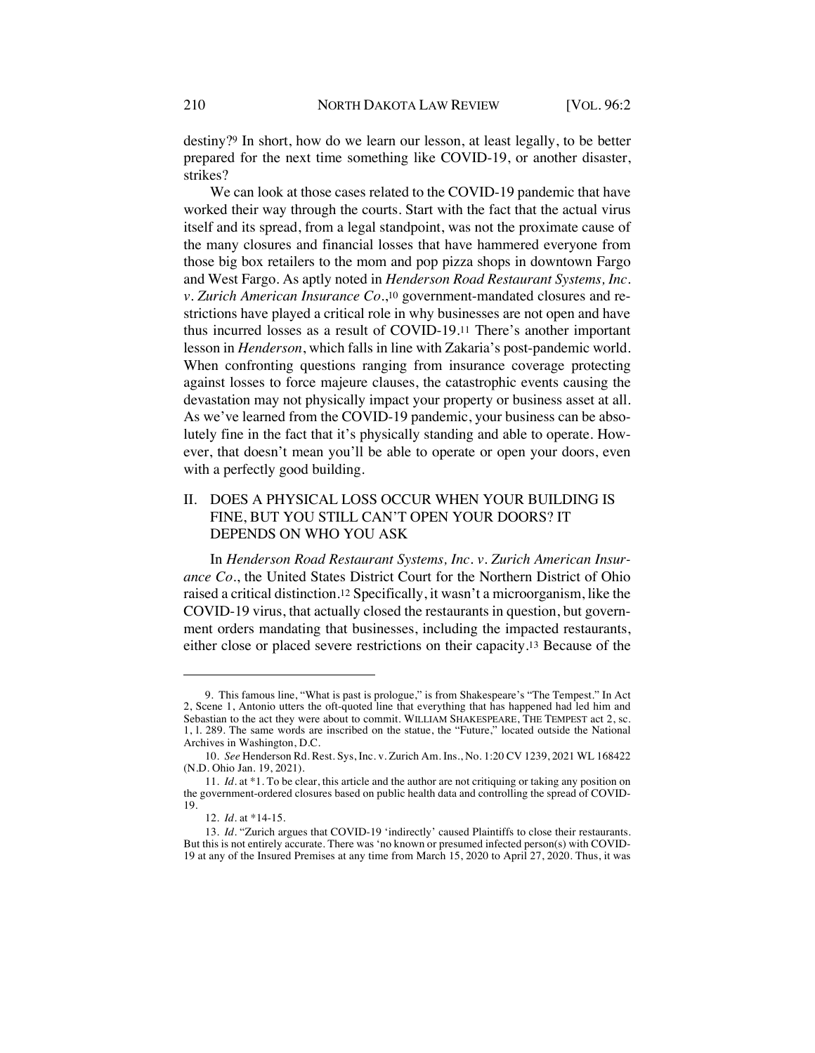destiny?[9] In short, how do we learn our lesson, at least legally, to be better prepared for the next time something like COVID-19, or another disaster, strikes?

We can look at those cases related to the COVID-19 pandemic that have worked their way through the courts. Start with the fact that the actual virus itself and its spread, from a legal standpoint, was not the proximate cause of the many closures and financial losses that have hammered everyone from those big box retailers to the mom and pop pizza shops in downtown Fargo and West Fargo. As aptly noted in *Henderson Road Restaurant Systems, Inc. v. Zurich American Insurance Co.*,[10] government-mandated closures and restrictions have played a critical role in why businesses are not open and have thus incurred losses as a result of COVID-19.[11] There's another important lesson in *Henderson*, which falls in line with Zakaria's post-pandemic world. When confronting questions ranging from insurance coverage protecting against losses to force majeure clauses, the catastrophic events causing the devastation may not physically impact your property or business asset at all. As we've learned from the COVID-19 pandemic, your business can be absolutely fine in the fact that it's physically standing and able to operate. However, that doesn't mean you'll be able to operate or open your doors, even with a perfectly good building.

## II. DOES A PHYSICAL LOSS OCCUR WHEN YOUR BUILDING IS FINE, BUT YOU STILL CAN'T OPEN YOUR DOORS? IT DEPENDS ON WHO YOU ASK

In *Henderson Road Restaurant Systems, Inc. v. Zurich American Insurance Co.*, the United States District Court for the Northern District of Ohio raised a critical distinction.[12] Specifically, it wasn't a microorganism, like the COVID-19 virus, that actually closed the restaurants in question, but government orders mandating that businesses, including the impacted restaurants, either close or placed severe restrictions on their capacity.[13] Because of the

---

9. This famous line, "What is past is prologue," is from Shakespeare's "The Tempest." In Act 2, Scene 1, Antonio utters the oft-quoted line that everything that has happened had led him and Sebastian to the act they were about to commit. WILLIAM SHAKESPEARE, THE TEMPEST act 2, sc. 1, l. 289. The same words are inscribed on the statue, the "Future," located outside the National Archives in Washington, D.C.

10. *See* Henderson Rd. Rest. Sys, Inc. v. Zurich Am. Ins., No. 1:20 CV 1239, 2021 WL 168422 (N.D. Ohio Jan. 19, 2021).

11. *Id.* at *1. To be clear, this article and the author are not critiquing or taking any position on the government-ordered closures based on public health data and controlling the spread of COVID-19.

12. *Id.* at *14-15.

13. *Id.* "Zurich argues that COVID-19 'indirectly' caused Plaintiffs to close their restaurants. But this is not entirely accurate. There was 'no known or presumed infected person(s) with COVID-19 at any of the Insured Premises at any time from March 15, 2020 to April 27, 2020. Thus, it was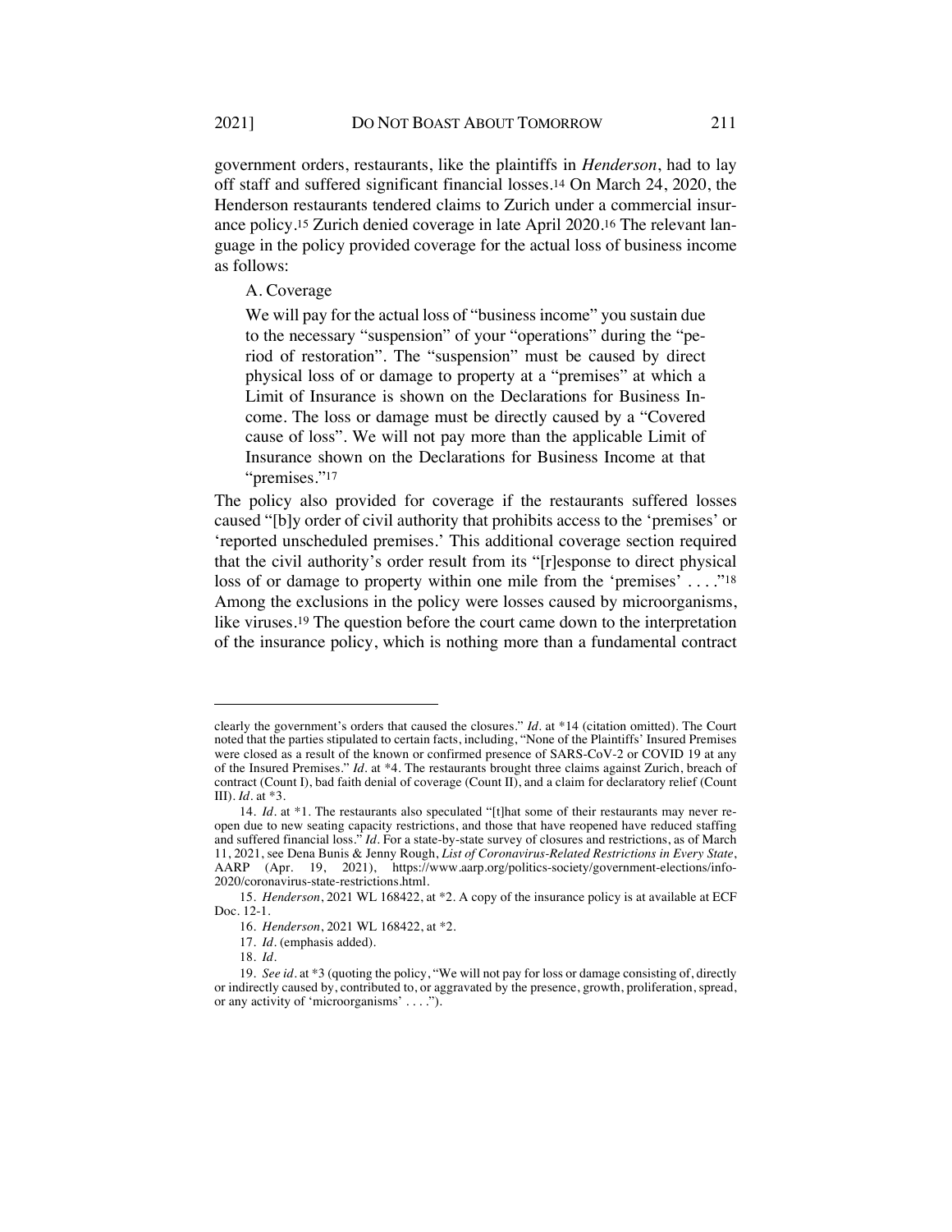government orders, restaurants, like the plaintiffs in *Henderson*, had to lay off staff and suffered significant financial losses.[14] On March 24, 2020, the Henderson restaurants tendered claims to Zurich under a commercial insurance policy.[15] Zurich denied coverage in late April 2020.[16] The relevant language in the policy provided coverage for the actual loss of business income as follows:

> A. Coverage
>
> We will pay for the actual loss of "business income" you sustain due to the necessary "suspension" of your "operations" during the "period of restoration". The "suspension" must be caused by direct physical loss of or damage to property at a "premises" at which a Limit of Insurance is shown on the Declarations for Business Income. The loss or damage must be directly caused by a "Covered cause of loss". We will not pay more than the applicable Limit of Insurance shown on the Declarations for Business Income at that "premises."[17]

The policy also provided for coverage if the restaurants suffered losses caused "[b]y order of civil authority that prohibits access to the 'premises' or 'reported unscheduled premises.' This additional coverage section required that the civil authority's order result from its "[r]esponse to direct physical loss of or damage to property within one mile from the 'premises' . . . ."[18] Among the exclusions in the policy were losses caused by microorganisms, like viruses.[19] The question before the court came down to the interpretation of the insurance policy, which is nothing more than a fundamental contract

---

clearly the government's orders that caused the closures." *Id.* at *14 (citation omitted). The Court noted that the parties stipulated to certain facts, including, "None of the Plaintiffs' Insured Premises were closed as a result of the known or confirmed presence of SARS-CoV-2 or COVID 19 at any of the Insured Premises." *Id.* at *4. The restaurants brought three claims against Zurich, breach of contract (Count I), bad faith denial of coverage (Count II), and a claim for declaratory relief (Count III). *Id.* at *3.

14. *Id.* at *1. The restaurants also speculated "[t]hat some of their restaurants may never reopen due to new seating capacity restrictions, and those that have reopened have reduced staffing and suffered financial loss." *Id.* For a state-by-state survey of closures and restrictions, as of March 11, 2021, see Dena Bunis & Jenny Rough, *List of Coronavirus-Related Restrictions in Every State*, AARP (Apr. 19, 2021), https://www.aarp.org/politics-society/government-elections/info-2020/coronavirus-state-restrictions.html.

15. *Henderson*, 2021 WL 168422, at *2. A copy of the insurance policy is at available at ECF Doc. 12-1.

16. *Henderson*, 2021 WL 168422, at *2.

17. *Id.* (emphasis added).

18. *Id.*

19. *See id.* at *3 (quoting the policy, "We will not pay for loss or damage consisting of, directly or indirectly caused by, contributed to, or aggravated by the presence, growth, proliferation, spread, or any activity of 'microorganisms' . . . .").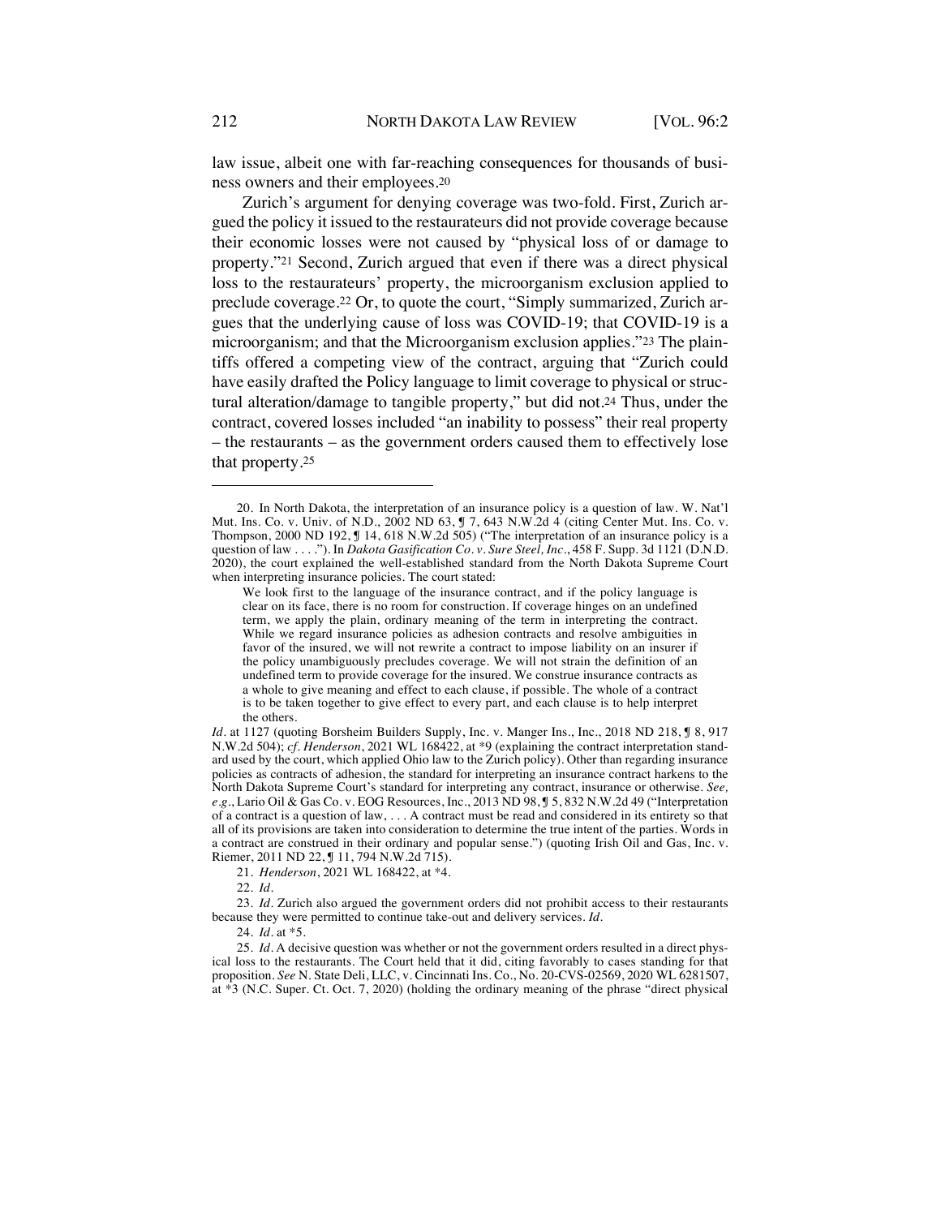law issue, albeit one with far-reaching consequences for thousands of business owners and their employees.[20]

Zurich's argument for denying coverage was two-fold. First, Zurich argued the policy it issued to the restaurateurs did not provide coverage because their economic losses were not caused by "physical loss of or damage to property."[21] Second, Zurich argued that even if there was a direct physical loss to the restaurateurs' property, the microorganism exclusion applied to preclude coverage.[22] Or, to quote the court, "Simply summarized, Zurich argues that the underlying cause of loss was COVID-19; that COVID-19 is a microorganism; and that the Microorganism exclusion applies."[23] The plaintiffs offered a competing view of the contract, arguing that "Zurich could have easily drafted the Policy language to limit coverage to physical or structural alteration/damage to tangible property," but did not.[24] Thus, under the contract, covered losses included "an inability to possess" their real property – the restaurants – as the government orders caused them to effectively lose that property.[25]

---

20. In North Dakota, the interpretation of an insurance policy is a question of law. W. Nat'l Mut. Ins. Co. v. Univ. of N.D., 2002 ND 63, ¶ 7, 643 N.W.2d 4 (citing Center Mut. Ins. Co. v. Thompson, 2000 ND 192, ¶ 14, 618 N.W.2d 505) ("The interpretation of an insurance policy is a question of law . . . ."). In *Dakota Gasification Co. v. Sure Steel, Inc*., 458 F. Supp. 3d 1121 (D.N.D. 2020), the court explained the well-established standard from the North Dakota Supreme Court when interpreting insurance policies. The court stated:

> We look first to the language of the insurance contract, and if the policy language is clear on its face, there is no room for construction. If coverage hinges on an undefined term, we apply the plain, ordinary meaning of the term in interpreting the contract. While we regard insurance policies as adhesion contracts and resolve ambiguities in favor of the insured, we will not rewrite a contract to impose liability on an insurer if the policy unambiguously precludes coverage. We will not strain the definition of an undefined term to provide coverage for the insured. We construe insurance contracts as a whole to give meaning and effect to each clause, if possible. The whole of a contract is to be taken together to give effect to every part, and each clause is to help interpret the others.

*Id*. at 1127 (quoting Borsheim Builders Supply, Inc. v. Manger Ins., Inc., 2018 ND 218, ¶ 8, 917 N.W.2d 504); *cf*. *Henderson*, 2021 WL 168422, at *9 (explaining the contract interpretation standard used by the court, which applied Ohio law to the Zurich policy). Other than regarding insurance policies as contracts of adhesion, the standard for interpreting an insurance contract harkens to the North Dakota Supreme Court's standard for interpreting any contract, insurance or otherwise. *See, e.g.*, Lario Oil & Gas Co. v. EOG Resources, Inc., 2013 ND 98, ¶ 5, 832 N.W.2d 49 ("Interpretation of a contract is a question of law, . . . A contract must be read and considered in its entirety so that all of its provisions are taken into consideration to determine the true intent of the parties. Words in a contract are construed in their ordinary and popular sense.") (quoting Irish Oil and Gas, Inc. v. Riemer, 2011 ND 22, ¶ 11, 794 N.W.2d 715).

21. *Henderson*, 2021 WL 168422, at *4.

22. *Id*.

23. *Id*. Zurich also argued the government orders did not prohibit access to their restaurants because they were permitted to continue take-out and delivery services. *Id*.

24. *Id*. at *5.

25. *Id*. A decisive question was whether or not the government orders resulted in a direct physical loss to the restaurants. The Court held that it did, citing favorably to cases standing for that proposition. *See* N. State Deli, LLC, v. Cincinnati Ins. Co., No. 20-CVS-02569, 2020 WL 6281507, at *3 (N.C. Super. Ct. Oct. 7, 2020) (holding the ordinary meaning of the phrase "direct physical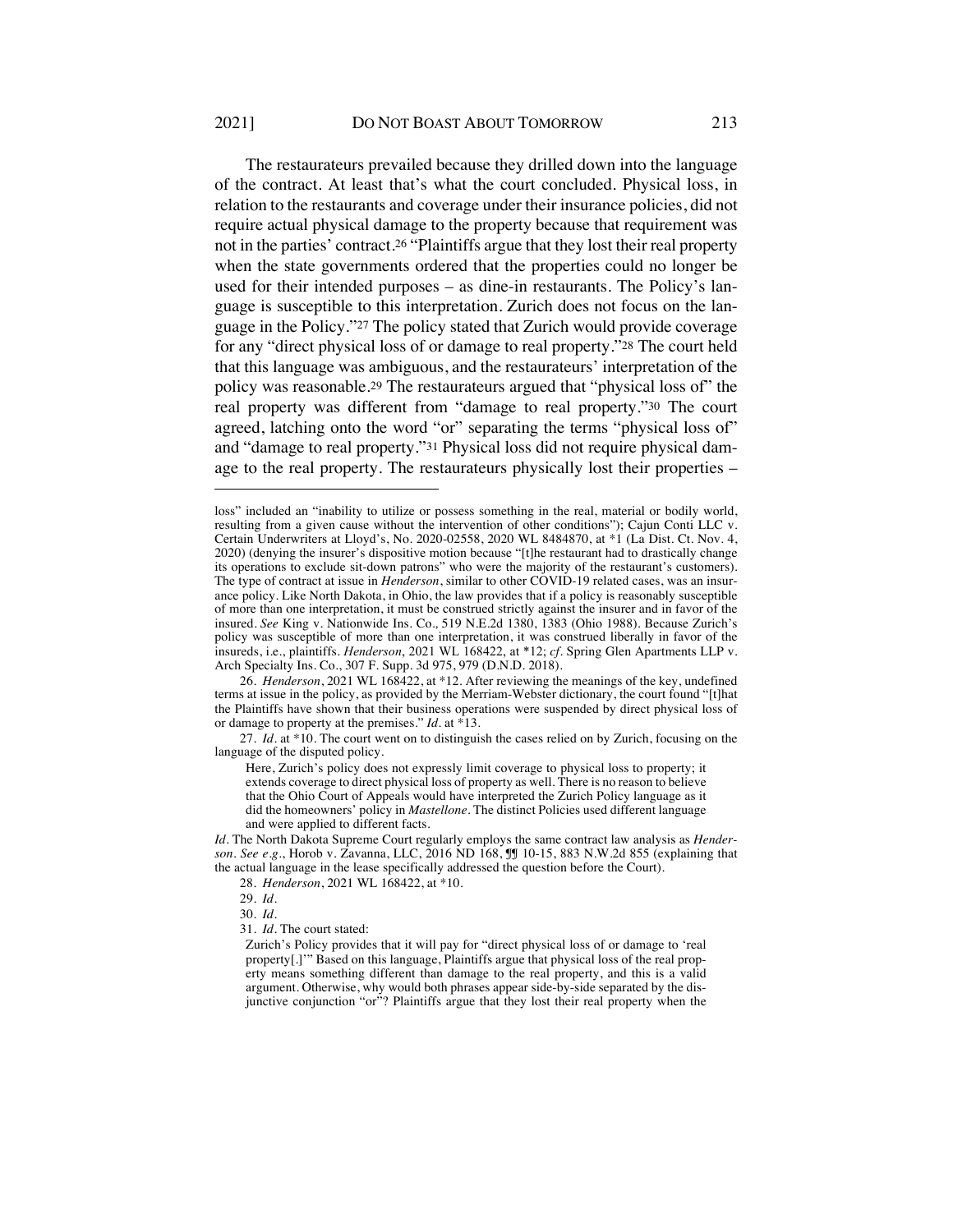The restaurateurs prevailed because they drilled down into the language of the contract. At least that's what the court concluded. Physical loss, in relation to the restaurants and coverage under their insurance policies, did not require actual physical damage to the property because that requirement was not in the parties' contract.[26] "Plaintiffs argue that they lost their real property when the state governments ordered that the properties could no longer be used for their intended purposes – as dine-in restaurants. The Policy's language is susceptible to this interpretation. Zurich does not focus on the language in the Policy."[27] The policy stated that Zurich would provide coverage for any "direct physical loss of or damage to real property."[28] The court held that this language was ambiguous, and the restaurateurs' interpretation of the policy was reasonable.[29] The restaurateurs argued that "physical loss of" the real property was different from "damage to real property."[30] The court agreed, latching onto the word "or" separating the terms "physical loss of" and "damage to real property."[31] Physical loss did not require physical damage to the real property. The restaurateurs physically lost their properties –

---

loss" included an "inability to utilize or possess something in the real, material or bodily world, resulting from a given cause without the intervention of other conditions"); Cajun Conti LLC v. Certain Underwriters at Lloyd's, No. 2020-02558, 2020 WL 8484870, at *1 (La Dist. Ct. Nov. 4, 2020) (denying the insurer's dispositive motion because "[t]he restaurant had to drastically change its operations to exclude sit-down patrons" who were the majority of the restaurant's customers). The type of contract at issue in *Henderson*, similar to other COVID-19 related cases, was an insurance policy. Like North Dakota, in Ohio, the law provides that if a policy is reasonably susceptible of more than one interpretation, it must be construed strictly against the insurer and in favor of the insured. *See* King v. Nationwide Ins. Co., 519 N.E.2d 1380, 1383 (Ohio 1988). Because Zurich's policy was susceptible of more than one interpretation, it was construed liberally in favor of the insureds, i.e., plaintiffs. *Henderson*, 2021 WL 168422, at *12; *cf*. Spring Glen Apartments LLP v. Arch Specialty Ins. Co., 307 F. Supp. 3d 975, 979 (D.N.D. 2018).

26. *Henderson*, 2021 WL 168422, at *12. After reviewing the meanings of the key, undefined terms at issue in the policy, as provided by the Merriam-Webster dictionary, the court found "[t]hat the Plaintiffs have shown that their business operations were suspended by direct physical loss of or damage to property at the premises." *Id*. at *13.

27. *Id*. at *10. The court went on to distinguish the cases relied on by Zurich, focusing on the language of the disputed policy.

> Here, Zurich's policy does not expressly limit coverage to physical loss to property; it extends coverage to direct physical loss of property as well. There is no reason to believe that the Ohio Court of Appeals would have interpreted the Zurich Policy language as it did the homeowners' policy in *Mastellone*. The distinct Policies used different language and were applied to different facts.

*Id*. The North Dakota Supreme Court regularly employs the same contract law analysis as *Henderson*. *See e.g*., Horob v. Zavanna, LLC, 2016 ND 168, ¶¶ 10-15, 883 N.W.2d 855 (explaining that the actual language in the lease specifically addressed the question before the Court).

28. *Henderson*, 2021 WL 168422, at *10.

29. *Id*.

30. *Id*.

31. *Id*. The court stated:

> Zurich's Policy provides that it will pay for "direct physical loss of or damage to 'real property[.]'" Based on this language, Plaintiffs argue that physical loss of the real property means something different than damage to the real property, and this is a valid argument. Otherwise, why would both phrases appear side-by-side separated by the disjunctive conjunction "or"? Plaintiffs argue that they lost their real property when the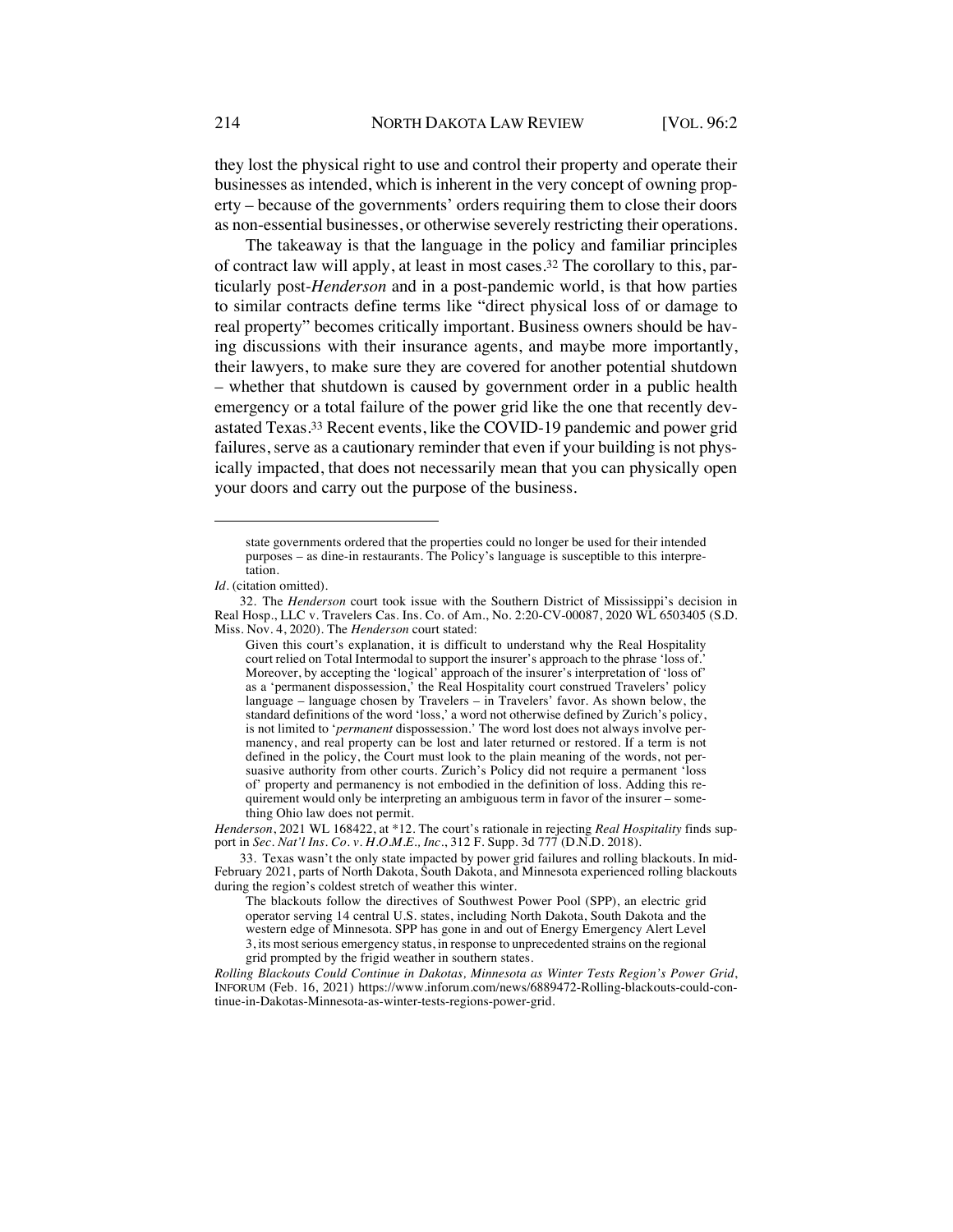they lost the physical right to use and control their property and operate their businesses as intended, which is inherent in the very concept of owning property – because of the governments' orders requiring them to close their doors as non-essential businesses, or otherwise severely restricting their operations.

The takeaway is that the language in the policy and familiar principles of contract law will apply, at least in most cases.[32] The corollary to this, particularly post-*Henderson* and in a post-pandemic world, is that how parties to similar contracts define terms like "direct physical loss of or damage to real property" becomes critically important. Business owners should be having discussions with their insurance agents, and maybe more importantly, their lawyers, to make sure they are covered for another potential shutdown – whether that shutdown is caused by government order in a public health emergency or a total failure of the power grid like the one that recently devastated Texas.[33] Recent events, like the COVID-19 pandemic and power grid failures, serve as a cautionary reminder that even if your building is not physically impacted, that does not necessarily mean that you can physically open your doors and carry out the purpose of the business.

---

> state governments ordered that the properties could no longer be used for their intended purposes – as dine-in restaurants. The Policy's language is susceptible to this interpretation.

*Id.* (citation omitted).

32. The *Henderson* court took issue with the Southern District of Mississippi's decision in Real Hosp., LLC v. Travelers Cas. Ins. Co. of Am., No. 2:20-CV-00087, 2020 WL 6503405 (S.D. Miss. Nov. 4, 2020). The *Henderson* court stated:

> Given this court's explanation, it is difficult to understand why the Real Hospitality court relied on Total Intermodal to support the insurer's approach to the phrase 'loss of.' Moreover, by accepting the 'logical' approach of the insurer's interpretation of 'loss of' as a 'permanent dispossession,' the Real Hospitality court construed Travelers' policy language – language chosen by Travelers – in Travelers' favor. As shown below, the standard definitions of the word 'loss,' a word not otherwise defined by Zurich's policy, is not limited to '*permanent* dispossession.' The word lost does not always involve permanency, and real property can be lost and later returned or restored. If a term is not defined in the policy, the Court must look to the plain meaning of the words, not persuasive authority from other courts. Zurich's Policy did not require a permanent 'loss of' property and permanency is not embodied in the definition of loss. Adding this requirement would only be interpreting an ambiguous term in favor of the insurer – something Ohio law does not permit.

*Henderson*, 2021 WL 168422, at *12. The court's rationale in rejecting *Real Hospitality* finds support in *Sec. Nat'l Ins. Co. v. H.O.M.E., Inc*., 312 F. Supp. 3d 777 (D.N.D. 2018).

33. Texas wasn't the only state impacted by power grid failures and rolling blackouts. In mid-February 2021, parts of North Dakota, South Dakota, and Minnesota experienced rolling blackouts during the region's coldest stretch of weather this winter.

> The blackouts follow the directives of Southwest Power Pool (SPP), an electric grid operator serving 14 central U.S. states, including North Dakota, South Dakota and the western edge of Minnesota. SPP has gone in and out of Energy Emergency Alert Level 3, its most serious emergency status, in response to unprecedented strains on the regional grid prompted by the frigid weather in southern states.

*Rolling Blackouts Could Continue in Dakotas, Minnesota as Winter Tests Region's Power Grid*, INFORUM (Feb. 16, 2021) https://www.inforum.com/news/6889472-Rolling-blackouts-could-continue-in-Dakotas-Minnesota-as-winter-tests-regions-power-grid.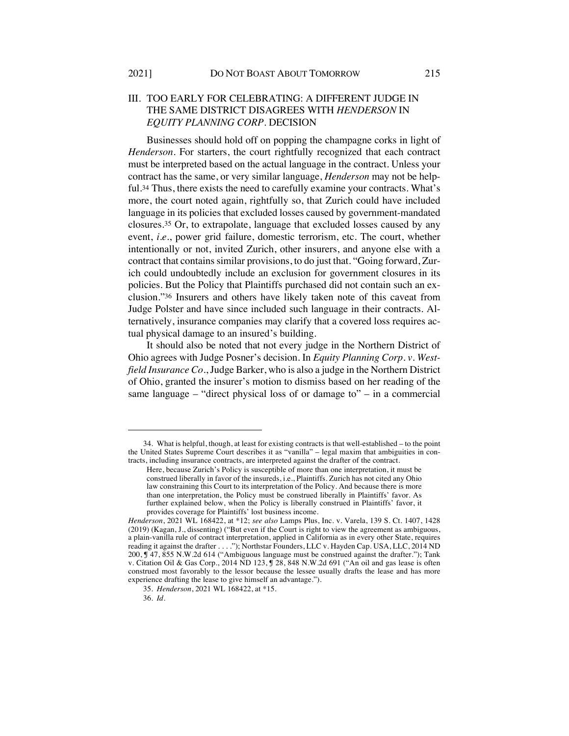## III. TOO EARLY FOR CELEBRATING: A DIFFERENT JUDGE IN THE SAME DISTRICT DISAGREES WITH *HENDERSON* IN *EQUITY PLANNING CORP.* DECISION

Businesses should hold off on popping the champagne corks in light of *Henderson*. For starters, the court rightfully recognized that each contract must be interpreted based on the actual language in the contract. Unless your contract has the same, or very similar language, *Henderson* may not be helpful.[34] Thus, there exists the need to carefully examine your contracts. What's more, the court noted again, rightfully so, that Zurich could have included language in its policies that excluded losses caused by government-mandated closures.[35] Or, to extrapolate, language that excluded losses caused by any event, *i.e.*, power grid failure, domestic terrorism, etc. The court, whether intentionally or not, invited Zurich, other insurers, and anyone else with a contract that contains similar provisions, to do just that. "Going forward, Zurich could undoubtedly include an exclusion for government closures in its policies. But the Policy that Plaintiffs purchased did not contain such an exclusion."[36] Insurers and others have likely taken note of this caveat from Judge Polster and have since included such language in their contracts. Alternatively, insurance companies may clarify that a covered loss requires actual physical damage to an insured's building.

It should also be noted that not every judge in the Northern District of Ohio agrees with Judge Posner's decision. In *Equity Planning Corp. v. Westfield Insurance Co.*, Judge Barker, who is also a judge in the Northern District of Ohio, granted the insurer's motion to dismiss based on her reading of the same language – "direct physical loss of or damage to" – in a commercial

---

34. What is helpful, though, at least for existing contracts is that well-established – to the point the United States Supreme Court describes it as "vanilla" – legal maxim that ambiguities in contracts, including insurance contracts, are interpreted against the drafter of the contract.

> Here, because Zurich's Policy is susceptible of more than one interpretation, it must be construed liberally in favor of the insureds, i.e., Plaintiffs. Zurich has not cited any Ohio law constraining this Court to its interpretation of the Policy. And because there is more than one interpretation, the Policy must be construed liberally in Plaintiffs' favor. As further explained below, when the Policy is liberally construed in Plaintiffs' favor, it provides coverage for Plaintiffs' lost business income.

*Henderson*, 2021 WL 168422, at *12; *see also* Lamps Plus, Inc. v. Varela, 139 S. Ct. 1407, 1428 (2019) (Kagan, J., dissenting) ("But even if the Court is right to view the agreement as ambiguous, a plain-vanilla rule of contract interpretation, applied in California as in every other State, requires reading it against the drafter . . . ."); Northstar Founders, LLC v. Hayden Cap. USA, LLC, 2014 ND 200, ¶ 47, 855 N.W.2d 614 ("Ambiguous language must be construed against the drafter."); Tank v. Citation Oil & Gas Corp., 2014 ND 123, ¶ 28, 848 N.W.2d 691 ("An oil and gas lease is often construed most favorably to the lessor because the lessee usually drafts the lease and has more experience drafting the lease to give himself an advantage.").

35. *Henderson*, 2021 WL 168422, at *15.

36. *Id.*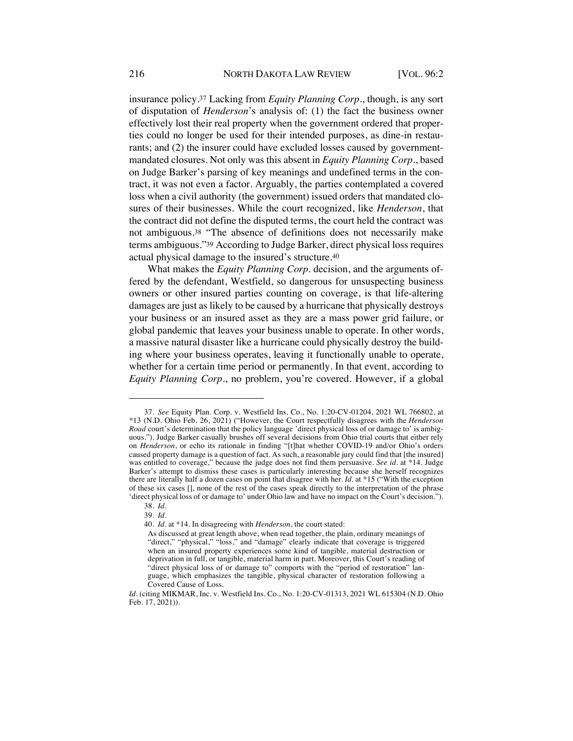insurance policy.[37] Lacking from *Equity Planning Corp*., though, is any sort of disputation of *Henderson*'s analysis of: (1) the fact the business owner effectively lost their real property when the government ordered that properties could no longer be used for their intended purposes, as dine-in restaurants; and (2) the insurer could have excluded losses caused by government-mandated closures. Not only was this absent in *Equity Planning Corp*., based on Judge Barker's parsing of key meanings and undefined terms in the contract, it was not even a factor. Arguably, the parties contemplated a covered loss when a civil authority (the government) issued orders that mandated closures of their businesses. While the court recognized, like *Henderson*, that the contract did not define the disputed terms, the court held the contract was not ambiguous.[38] "The absence of definitions does not necessarily make terms ambiguous."[39] According to Judge Barker, direct physical loss requires actual physical damage to the insured's structure.[40]

What makes the *Equity Planning Corp*. decision, and the arguments offered by the defendant, Westfield, so dangerous for unsuspecting business owners or other insured parties counting on coverage, is that life-altering damages are just as likely to be caused by a hurricane that physically destroys your business or an insured asset as they are a mass power grid failure, or global pandemic that leaves your business unable to operate. In other words, a massive natural disaster like a hurricane could physically destroy the building where your business operates, leaving it functionally unable to operate, whether for a certain time period or permanently. In that event, according to *Equity Planning Corp*., no problem, you're covered. However, if a global

---

37. *See* Equity Plan. Corp. v. Westfield Ins. Co., No. 1:20-CV-01204, 2021 WL 766802, at *13 (N.D. Ohio Feb. 26, 2021) ("However, the Court respectfully disagrees with the *Henderson Road* court's determination that the policy language 'direct physical loss of or damage to' is ambiguous."). Judge Barker casually brushes off several decisions from Ohio trial courts that either rely on *Henderson*, or echo its rationale in finding "[t]hat whether COVID-19 and/or Ohio's orders caused property damage is a question of fact. As such, a reasonable jury could find that [the insured] was entitled to coverage," because the judge does not find them persuasive. *See id*. at *14. Judge Barker's attempt to dismiss these cases is particularly interesting because she herself recognizes there are literally half a dozen cases on point that disagree with her. *Id*. at *15 ("With the exception of these six cases [], none of the rest of the cases speak directly to the interpretation of the phrase 'direct physical loss of or damage to' under Ohio law and have no impact on the Court's decision.").

38. *Id*.

39. *Id*.

40. *Id*. at *14. In disagreeing with *Henderson*, the court stated:

> As discussed at great length above, when read together, the plain, ordinary meanings of "direct," "physical," "loss," and "damage" clearly indicate that coverage is triggered when an insured property experiences some kind of tangible, material destruction or deprivation in full, or tangible, material harm in part. Moreover, this Court's reading of "direct physical loss of or damage to" comports with the "period of restoration" language, which emphasizes the tangible, physical character of restoration following a Covered Cause of Loss.

*Id*. (citing MIKMAR, Inc. v. Westfield Ins. Co., No. 1:20-CV-01313, 2021 WL 615304 (N.D. Ohio Feb. 17, 2021)).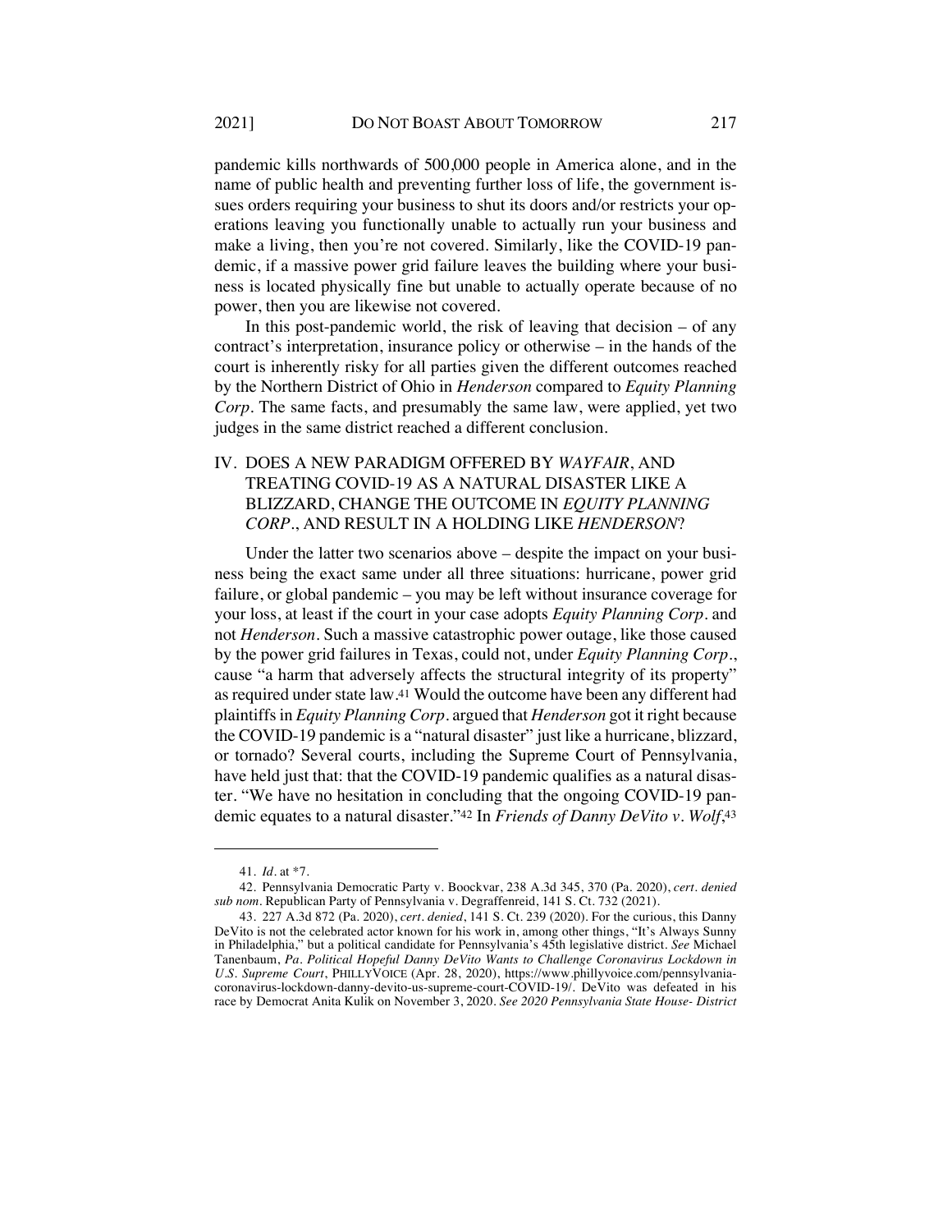pandemic kills northwards of 500,000 people in America alone, and in the name of public health and preventing further loss of life, the government issues orders requiring your business to shut its doors and/or restricts your operations leaving you functionally unable to actually run your business and make a living, then you're not covered. Similarly, like the COVID-19 pandemic, if a massive power grid failure leaves the building where your business is located physically fine but unable to actually operate because of no power, then you are likewise not covered.

In this post-pandemic world, the risk of leaving that decision – of any contract's interpretation, insurance policy or otherwise – in the hands of the court is inherently risky for all parties given the different outcomes reached by the Northern District of Ohio in *Henderson* compared to *Equity Planning Corp*. The same facts, and presumably the same law, were applied, yet two judges in the same district reached a different conclusion.

## IV. DOES A NEW PARADIGM OFFERED BY *WAYFAIR*, AND TREATING COVID-19 AS A NATURAL DISASTER LIKE A BLIZZARD, CHANGE THE OUTCOME IN *EQUITY PLANNING CORP.*, AND RESULT IN A HOLDING LIKE *HENDERSON*?

Under the latter two scenarios above – despite the impact on your business being the exact same under all three situations: hurricane, power grid failure, or global pandemic – you may be left without insurance coverage for your loss, at least if the court in your case adopts *Equity Planning Corp.* and not *Henderson*. Such a massive catastrophic power outage, like those caused by the power grid failures in Texas, could not, under *Equity Planning Corp.*, cause "a harm that adversely affects the structural integrity of its property" as required under state law.[41] Would the outcome have been any different had plaintiffs in *Equity Planning Corp.* argued that *Henderson* got it right because the COVID-19 pandemic is a "natural disaster" just like a hurricane, blizzard, or tornado? Several courts, including the Supreme Court of Pennsylvania, have held just that: that the COVID-19 pandemic qualifies as a natural disaster. "We have no hesitation in concluding that the ongoing COVID-19 pandemic equates to a natural disaster."[42] In *Friends of Danny DeVito v. Wolf*,[43]

---

41. *Id.* at \*7.

42. Pennsylvania Democratic Party v. Boockvar, 238 A.3d 345, 370 (Pa. 2020), *cert. denied sub nom.* Republican Party of Pennsylvania v. Degraffenreid, 141 S. Ct. 732 (2021).

43. 227 A.3d 872 (Pa. 2020), *cert. denied*, 141 S. Ct. 239 (2020). For the curious, this Danny DeVito is not the celebrated actor known for his work in, among other things, "It's Always Sunny in Philadelphia," but a political candidate for Pennsylvania's 45th legislative district. *See* Michael Tanenbaum, *Pa. Political Hopeful Danny DeVito Wants to Challenge Coronavirus Lockdown in U.S. Supreme Court*, PHILLYVOICE (Apr. 28, 2020), https://www.phillyvoice.com/pennsylvania-coronavirus-lockdown-danny-devito-us-supreme-court-COVID-19/. DeVito was defeated in his race by Democrat Anita Kulik on November 3, 2020. *See 2020 Pennsylvania State House- District*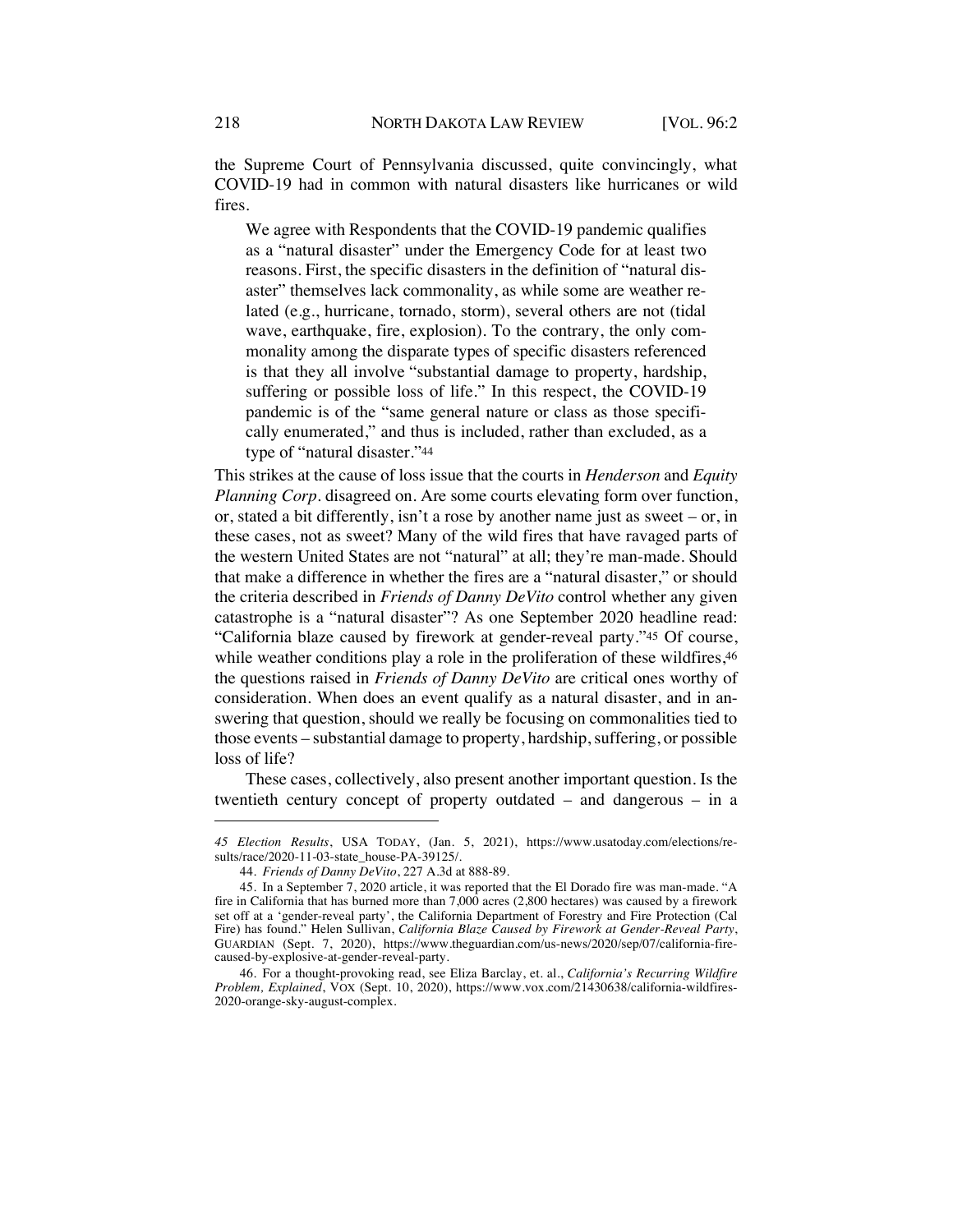the Supreme Court of Pennsylvania discussed, quite convincingly, what COVID-19 had in common with natural disasters like hurricanes or wild fires.

> We agree with Respondents that the COVID-19 pandemic qualifies as a "natural disaster" under the Emergency Code for at least two reasons. First, the specific disasters in the definition of "natural disaster" themselves lack commonality, as while some are weather related (e.g., hurricane, tornado, storm), several others are not (tidal wave, earthquake, fire, explosion). To the contrary, the only commonality among the disparate types of specific disasters referenced is that they all involve "substantial damage to property, hardship, suffering or possible loss of life." In this respect, the COVID-19 pandemic is of the "same general nature or class as those specifically enumerated," and thus is included, rather than excluded, as a type of "natural disaster."[44]

This strikes at the cause of loss issue that the courts in *Henderson* and *Equity Planning Corp.* disagreed on. Are some courts elevating form over function, or, stated a bit differently, isn't a rose by another name just as sweet – or, in these cases, not as sweet? Many of the wild fires that have ravaged parts of the western United States are not "natural" at all; they're man-made. Should that make a difference in whether the fires are a "natural disaster," or should the criteria described in *Friends of Danny DeVito* control whether any given catastrophe is a "natural disaster"? As one September 2020 headline read: "California blaze caused by firework at gender-reveal party."[45] Of course, while weather conditions play a role in the proliferation of these wildfires,[46] the questions raised in *Friends of Danny DeVito* are critical ones worthy of consideration. When does an event qualify as a natural disaster, and in answering that question, should we really be focusing on commonalities tied to those events – substantial damage to property, hardship, suffering, or possible loss of life?

These cases, collectively, also present another important question. Is the twentieth century concept of property outdated – and dangerous – in a

---

*45 Election Results*, USA TODAY, (Jan. 5, 2021), https://www.usatoday.com/elections/results/race/2020-11-03-state_house-PA-39125/.

44. *Friends of Danny DeVito*, 227 A.3d at 888-89.

45. In a September 7, 2020 article, it was reported that the El Dorado fire was man-made. "A fire in California that has burned more than 7,000 acres (2,800 hectares) was caused by a firework set off at a 'gender-reveal party', the California Department of Forestry and Fire Protection (Cal Fire) has found." Helen Sullivan, *California Blaze Caused by Firework at Gender-Reveal Party*, GUARDIAN (Sept. 7, 2020), https://www.theguardian.com/us-news/2020/sep/07/california-fire-caused-by-explosive-at-gender-reveal-party.

46. For a thought-provoking read, see Eliza Barclay, et. al., *California's Recurring Wildfire Problem, Explained*, VOX (Sept. 10, 2020), https://www.vox.com/21430638/california-wildfires-2020-orange-sky-august-complex.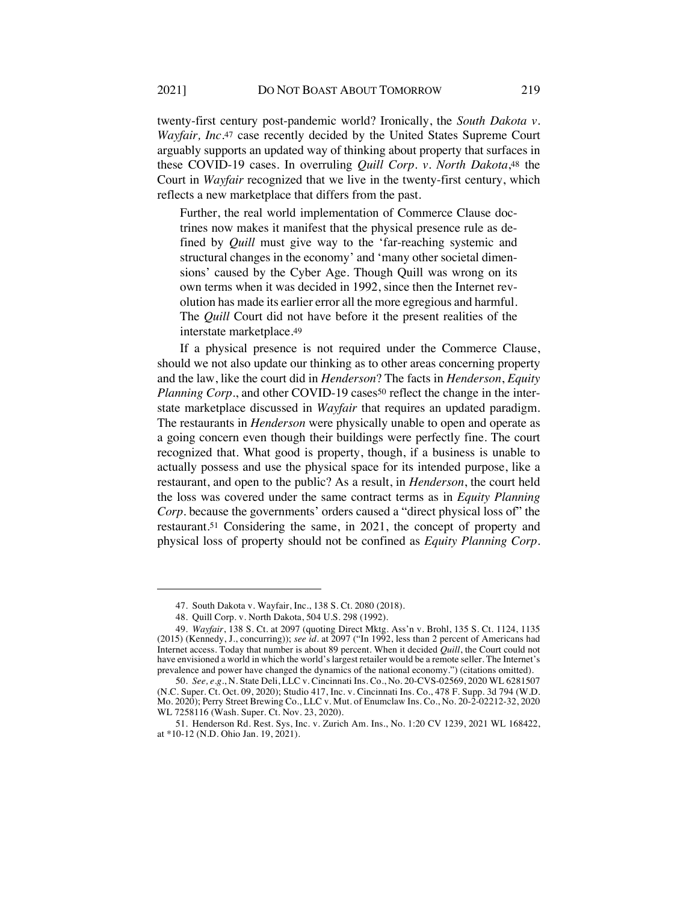twenty-first century post-pandemic world? Ironically, the *South Dakota v. Wayfair, Inc.*[47] case recently decided by the United States Supreme Court arguably supports an updated way of thinking about property that surfaces in these COVID-19 cases. In overruling *Quill Corp. v. North Dakota*,[48] the Court in *Wayfair* recognized that we live in the twenty-first century, which reflects a new marketplace that differs from the past.

> Further, the real world implementation of Commerce Clause doctrines now makes it manifest that the physical presence rule as defined by *Quill* must give way to the 'far-reaching systemic and structural changes in the economy' and 'many other societal dimensions' caused by the Cyber Age. Though Quill was wrong on its own terms when it was decided in 1992, since then the Internet revolution has made its earlier error all the more egregious and harmful. The *Quill* Court did not have before it the present realities of the interstate marketplace.[49]

If a physical presence is not required under the Commerce Clause, should we not also update our thinking as to other areas concerning property and the law, like the court did in *Henderson*? The facts in *Henderson*, *Equity Planning Corp.*, and other COVID-19 cases[50] reflect the change in the interstate marketplace discussed in *Wayfair* that requires an updated paradigm. The restaurants in *Henderson* were physically unable to open and operate as a going concern even though their buildings were perfectly fine. The court recognized that. What good is property, though, if a business is unable to actually possess and use the physical space for its intended purpose, like a restaurant, and open to the public? As a result, in *Henderson*, the court held the loss was covered under the same contract terms as in *Equity Planning Corp.* because the governments' orders caused a "direct physical loss of" the restaurant.[51] Considering the same, in 2021, the concept of property and physical loss of property should not be confined as *Equity Planning Corp.*

---

47. South Dakota v. Wayfair, Inc., 138 S. Ct. 2080 (2018).

48. Quill Corp. v. North Dakota, 504 U.S. 298 (1992).

49. *Wayfair*, 138 S. Ct. at 2097 (quoting Direct Mktg. Ass'n v. Brohl, 135 S. Ct. 1124, 1135 (2015) (Kennedy, J., concurring)); *see id.* at 2097 ("In 1992, less than 2 percent of Americans had Internet access. Today that number is about 89 percent. When it decided *Quill*, the Court could not have envisioned a world in which the world's largest retailer would be a remote seller. The Internet's prevalence and power have changed the dynamics of the national economy.") (citations omitted).

50. *See, e.g.*, N. State Deli, LLC v. Cincinnati Ins. Co., No. 20-CVS-02569, 2020 WL 6281507 (N.C. Super. Ct. Oct. 09, 2020); Studio 417, Inc. v. Cincinnati Ins. Co., 478 F. Supp. 3d 794 (W.D. Mo. 2020); Perry Street Brewing Co., LLC v. Mut. of Enumclaw Ins. Co., No. 20-2-02212-32, 2020 WL 7258116 (Wash. Super. Ct. Nov. 23, 2020).

51. Henderson Rd. Rest. Sys, Inc. v. Zurich Am. Ins., No. 1:20 CV 1239, 2021 WL 168422, at *10-12 (N.D. Ohio Jan. 19, 2021).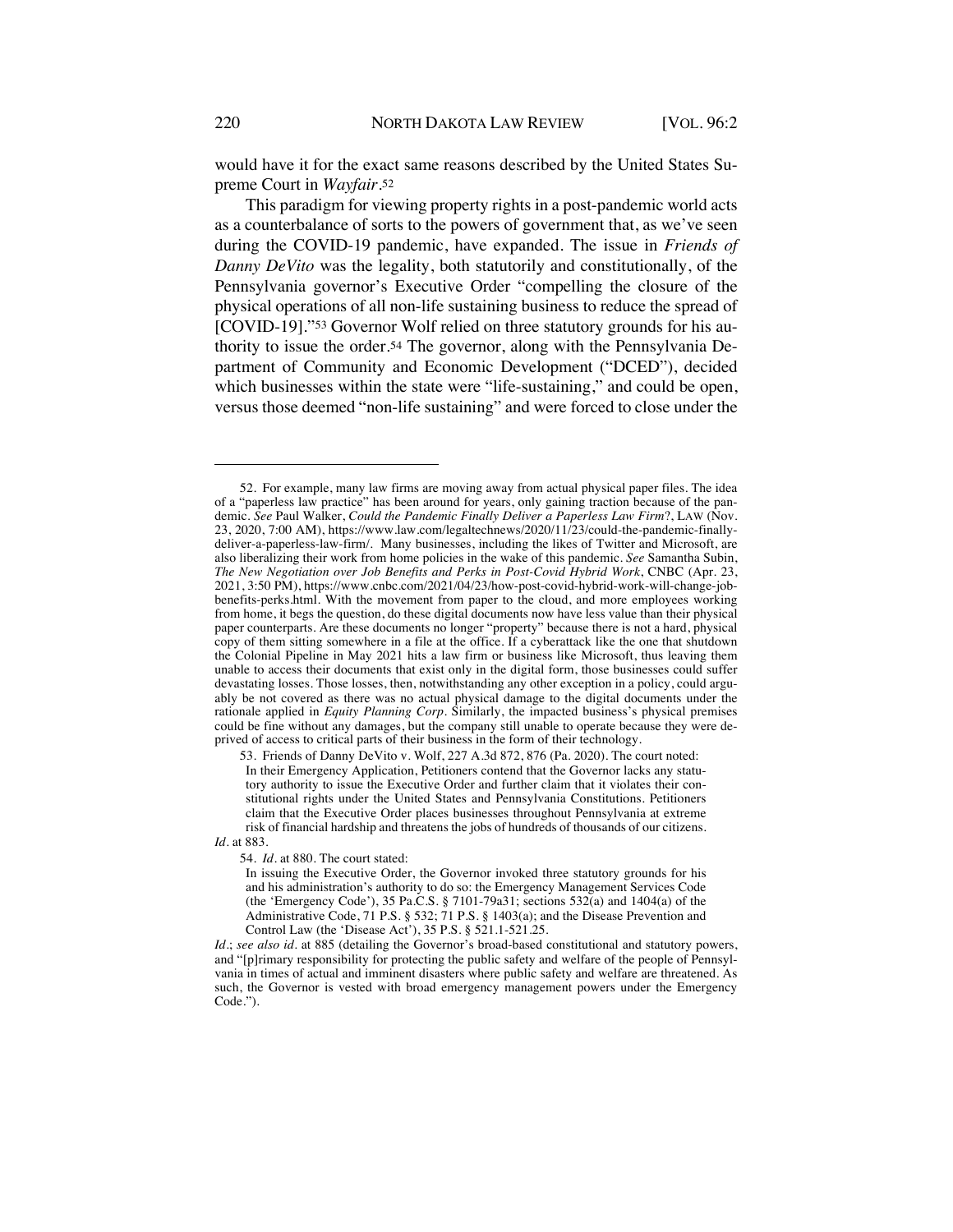would have it for the exact same reasons described by the United States Supreme Court in *Wayfair*.[52]

This paradigm for viewing property rights in a post-pandemic world acts as a counterbalance of sorts to the powers of government that, as we've seen during the COVID-19 pandemic, have expanded. The issue in *Friends of Danny DeVito* was the legality, both statutorily and constitutionally, of the Pennsylvania governor's Executive Order "compelling the closure of the physical operations of all non-life sustaining business to reduce the spread of [COVID-19]."[53] Governor Wolf relied on three statutory grounds for his authority to issue the order.[54] The governor, along with the Pennsylvania Department of Community and Economic Development ("DCED"), decided which businesses within the state were "life-sustaining," and could be open, versus those deemed "non-life sustaining" and were forced to close under the

---

52. For example, many law firms are moving away from actual physical paper files. The idea of a "paperless law practice" has been around for years, only gaining traction because of the pandemic. *See* Paul Walker, *Could the Pandemic Finally Deliver a Paperless Law Firm?*, LAW (Nov. 23, 2020, 7:00 AM), https://www.law.com/legaltechnews/2020/11/23/could-the-pandemic-finally-deliver-a-paperless-law-firm/. Many businesses, including the likes of Twitter and Microsoft, are also liberalizing their work from home policies in the wake of this pandemic. *See* Samantha Subin, *The New Negotiation over Job Benefits and Perks in Post-Covid Hybrid Work*, CNBC (Apr. 23, 2021, 3:50 PM), https://www.cnbc.com/2021/04/23/how-post-covid-hybrid-work-will-change-job-benefits-perks.html. With the movement from paper to the cloud, and more employees working from home, it begs the question, do these digital documents now have less value than their physical paper counterparts. Are these documents no longer "property" because there is not a hard, physical copy of them sitting somewhere in a file at the office. If a cyberattack like the one that shutdown the Colonial Pipeline in May 2021 hits a law firm or business like Microsoft, thus leaving them unable to access their documents that exist only in the digital form, those businesses could suffer devastating losses. Those losses, then, notwithstanding any other exception in a policy, could arguably be not covered as there was no actual physical damage to the digital documents under the rationale applied in *Equity Planning Corp*. Similarly, the impacted business's physical premises could be fine without any damages, but the company still unable to operate because they were deprived of access to critical parts of their business in the form of their technology.

53. Friends of Danny DeVito v. Wolf, 227 A.3d 872, 876 (Pa. 2020). The court noted:

> In their Emergency Application, Petitioners contend that the Governor lacks any statutory authority to issue the Executive Order and further claim that it violates their constitutional rights under the United States and Pennsylvania Constitutions. Petitioners claim that the Executive Order places businesses throughout Pennsylvania at extreme risk of financial hardship and threatens the jobs of hundreds of thousands of our citizens.

*Id*. at 883.

54. *Id*. at 880. The court stated:

> In issuing the Executive Order, the Governor invoked three statutory grounds for his and his administration's authority to do so: the Emergency Management Services Code (the 'Emergency Code'), 35 Pa.C.S. § 7101-79a31; sections 532(a) and 1404(a) of the Administrative Code, 71 P.S. § 532; 71 P.S. § 1403(a); and the Disease Prevention and Control Law (the 'Disease Act'), 35 P.S. § 521.1-521.25.

*Id*.; *see also id*. at 885 (detailing the Governor's broad-based constitutional and statutory powers, and "[p]rimary responsibility for protecting the public safety and welfare of the people of Pennsylvania in times of actual and imminent disasters where public safety and welfare are threatened. As such, the Governor is vested with broad emergency management powers under the Emergency Code.").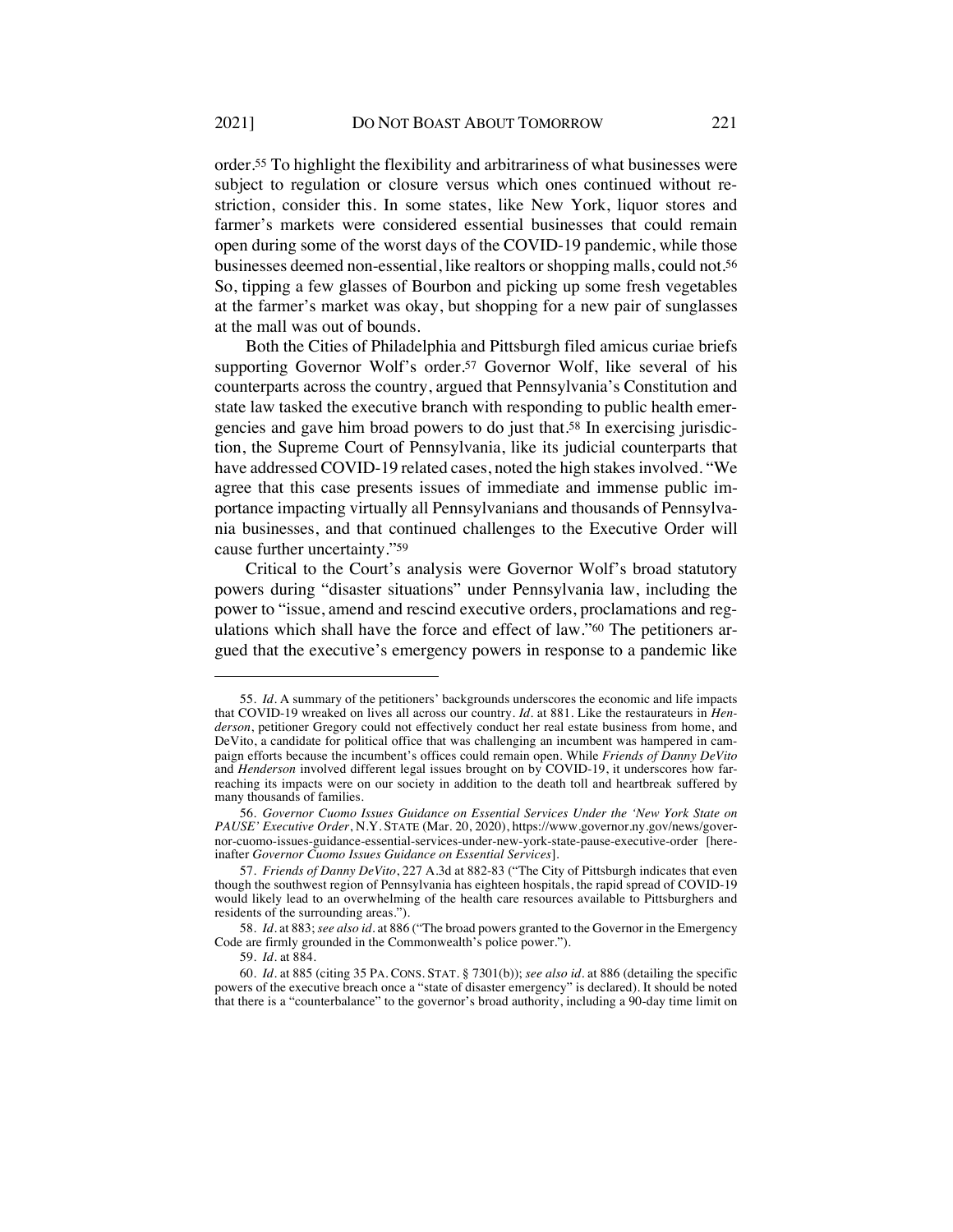order.[55] To highlight the flexibility and arbitrariness of what businesses were subject to regulation or closure versus which ones continued without restriction, consider this. In some states, like New York, liquor stores and farmer's markets were considered essential businesses that could remain open during some of the worst days of the COVID-19 pandemic, while those businesses deemed non-essential, like realtors or shopping malls, could not.[56] So, tipping a few glasses of Bourbon and picking up some fresh vegetables at the farmer's market was okay, but shopping for a new pair of sunglasses at the mall was out of bounds.

Both the Cities of Philadelphia and Pittsburgh filed amicus curiae briefs supporting Governor Wolf's order.[57] Governor Wolf, like several of his counterparts across the country, argued that Pennsylvania's Constitution and state law tasked the executive branch with responding to public health emergencies and gave him broad powers to do just that.[58] In exercising jurisdiction, the Supreme Court of Pennsylvania, like its judicial counterparts that have addressed COVID-19 related cases, noted the high stakes involved. "We agree that this case presents issues of immediate and immense public importance impacting virtually all Pennsylvanians and thousands of Pennsylvania businesses, and that continued challenges to the Executive Order will cause further uncertainty."[59]

Critical to the Court's analysis were Governor Wolf's broad statutory powers during "disaster situations" under Pennsylvania law, including the power to "issue, amend and rescind executive orders, proclamations and regulations which shall have the force and effect of law."[60] The petitioners argued that the executive's emergency powers in response to a pandemic like

---

55. *Id*. A summary of the petitioners' backgrounds underscores the economic and life impacts that COVID-19 wreaked on lives all across our country. *Id*. at 881. Like the restaurateurs in *Henderson*, petitioner Gregory could not effectively conduct her real estate business from home, and DeVito, a candidate for political office that was challenging an incumbent was hampered in campaign efforts because the incumbent's offices could remain open. While *Friends of Danny DeVito* and *Henderson* involved different legal issues brought on by COVID-19, it underscores how far-reaching its impacts were on our society in addition to the death toll and heartbreak suffered by many thousands of families.

56. *Governor Cuomo Issues Guidance on Essential Services Under the 'New York State on PAUSE' Executive Order*, N.Y. STATE (Mar. 20, 2020), https://www.governor.ny.gov/news/governor-cuomo-issues-guidance-essential-services-under-new-york-state-pause-executive-order [hereinafter *Governor Cuomo Issues Guidance on Essential Services*].

57. *Friends of Danny DeVito*, 227 A.3d at 882-83 ("The City of Pittsburgh indicates that even though the southwest region of Pennsylvania has eighteen hospitals, the rapid spread of COVID-19 would likely lead to an overwhelming of the health care resources available to Pittsburghers and residents of the surrounding areas.").

58. *Id*. at 883; *see also id*. at 886 ("The broad powers granted to the Governor in the Emergency Code are firmly grounded in the Commonwealth's police power.").

59. *Id*. at 884.

60. *Id*. at 885 (citing 35 PA. CONS. STAT. § 7301(b)); *see also id*. at 886 (detailing the specific powers of the executive breach once a "state of disaster emergency" is declared). It should be noted that there is a "counterbalance" to the governor's broad authority, including a 90-day time limit on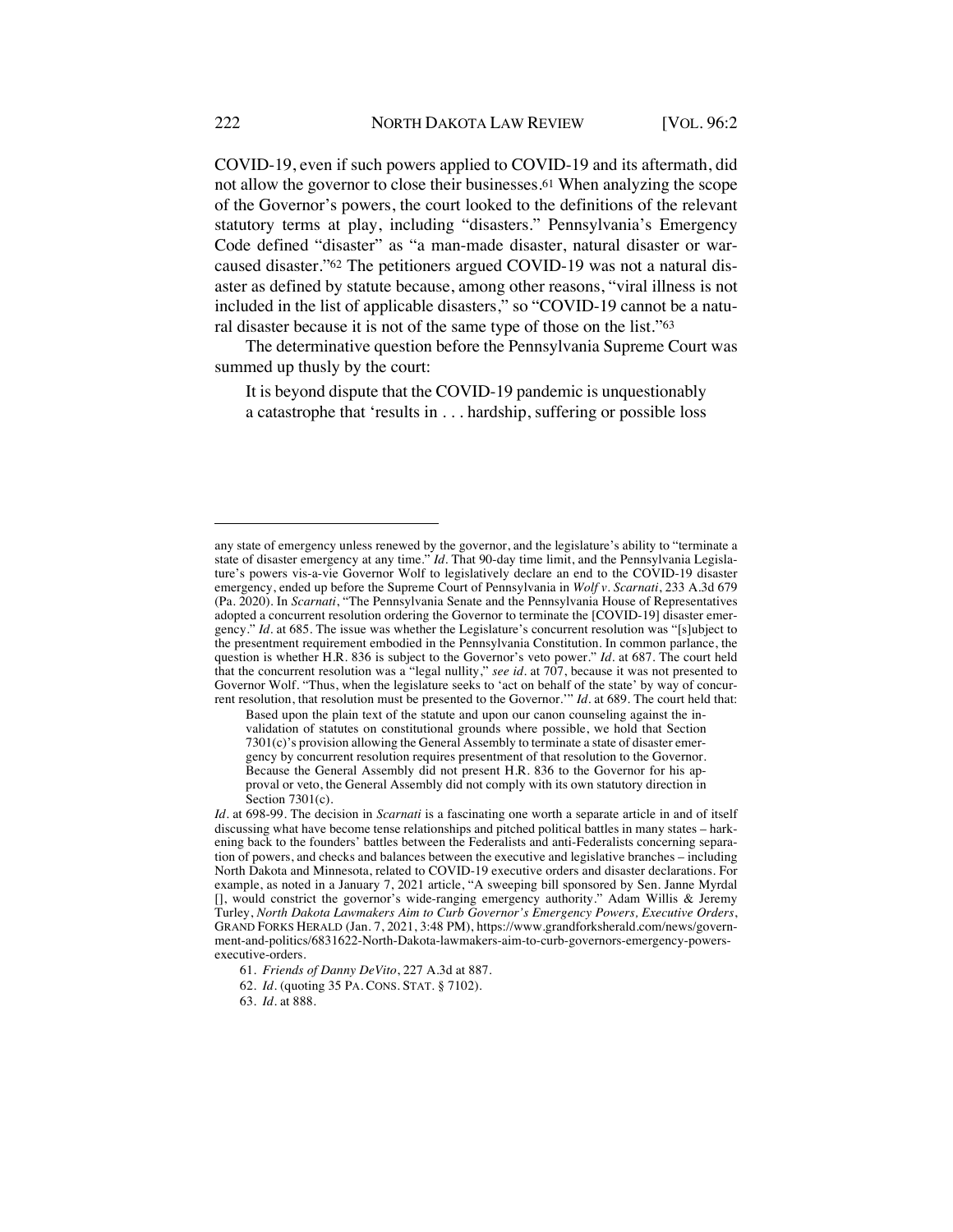COVID-19, even if such powers applied to COVID-19 and its aftermath, did not allow the governor to close their businesses.[61] When analyzing the scope of the Governor's powers, the court looked to the definitions of the relevant statutory terms at play, including "disasters." Pennsylvania's Emergency Code defined "disaster" as "a man-made disaster, natural disaster or war-caused disaster."[62] The petitioners argued COVID-19 was not a natural disaster as defined by statute because, among other reasons, "viral illness is not included in the list of applicable disasters," so "COVID-19 cannot be a natural disaster because it is not of the same type of those on the list."[63]

The determinative question before the Pennsylvania Supreme Court was summed up thusly by the court:

> It is beyond dispute that the COVID-19 pandemic is unquestionably a catastrophe that 'results in . . . hardship, suffering or possible loss

---

any state of emergency unless renewed by the governor, and the legislature's ability to "terminate a state of disaster emergency at any time." *Id.* That 90-day time limit, and the Pennsylvania Legislature's powers vis-a-vie Governor Wolf to legislatively declare an end to the COVID-19 disaster emergency, ended up before the Supreme Court of Pennsylvania in *Wolf v. Scarnati*, 233 A.3d 679 (Pa. 2020). In *Scarnati*, "The Pennsylvania Senate and the Pennsylvania House of Representatives adopted a concurrent resolution ordering the Governor to terminate the [COVID-19] disaster emergency." *Id.* at 685. The issue was whether the Legislature's concurrent resolution was "[s]ubject to the presentment requirement embodied in the Pennsylvania Constitution. In common parlance, the question is whether H.R. 836 is subject to the Governor's veto power." *Id.* at 687. The court held that the concurrent resolution was a "legal nullity," *see id.* at 707, because it was not presented to Governor Wolf. "Thus, when the legislature seeks to 'act on behalf of the state' by way of concurrent resolution, that resolution must be presented to the Governor.'" *Id.* at 689. The court held that:

> Based upon the plain text of the statute and upon our canon counseling against the invalidation of statutes on constitutional grounds where possible, we hold that Section 7301(c)'s provision allowing the General Assembly to terminate a state of disaster emergency by concurrent resolution requires presentment of that resolution to the Governor. Because the General Assembly did not present H.R. 836 to the Governor for his approval or veto, the General Assembly did not comply with its own statutory direction in Section 7301(c).

*Id.* at 698-99. The decision in *Scarnati* is a fascinating one worth a separate article in and of itself discussing what have become tense relationships and pitched political battles in many states – harkening back to the founders' battles between the Federalists and anti-Federalists concerning separation of powers, and checks and balances between the executive and legislative branches – including North Dakota and Minnesota, related to COVID-19 executive orders and disaster declarations. For example, as noted in a January 7, 2021 article, "A sweeping bill sponsored by Sen. Janne Myrdal [], would constrict the governor's wide-ranging emergency authority." Adam Willis & Jeremy Turley, *North Dakota Lawmakers Aim to Curb Governor's Emergency Powers, Executive Orders*, GRAND FORKS HERALD (Jan. 7, 2021, 3:48 PM), https://www.grandforksherald.com/news/government-and-politics/6831622-North-Dakota-lawmakers-aim-to-curb-governors-emergency-powers-executive-orders.

61. *Friends of Danny DeVito*, 227 A.3d at 887.

62. *Id.* (quoting 35 PA. CONS. STAT. § 7102).

63. *Id.* at 888.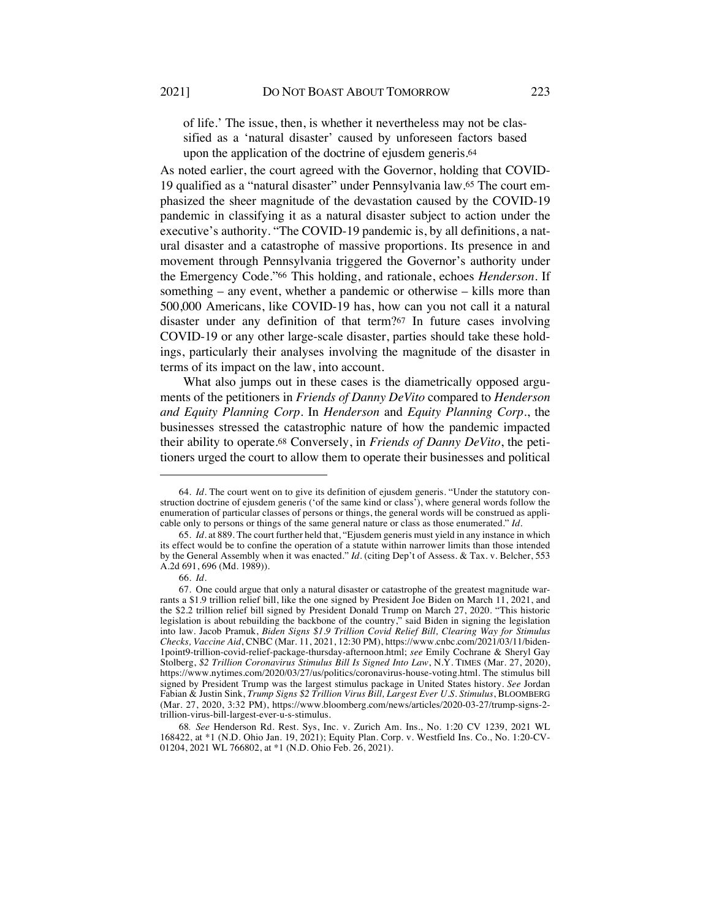of life.' The issue, then, is whether it nevertheless may not be classified as a 'natural disaster' caused by unforeseen factors based upon the application of the doctrine of ejusdem generis.[64]

As noted earlier, the court agreed with the Governor, holding that COVID-19 qualified as a "natural disaster" under Pennsylvania law.[65] The court emphasized the sheer magnitude of the devastation caused by the COVID-19 pandemic in classifying it as a natural disaster subject to action under the executive's authority. "The COVID-19 pandemic is, by all definitions, a natural disaster and a catastrophe of massive proportions. Its presence in and movement through Pennsylvania triggered the Governor's authority under the Emergency Code."[66] This holding, and rationale, echoes *Henderson*. If something – any event, whether a pandemic or otherwise – kills more than 500,000 Americans, like COVID-19 has, how can you not call it a natural disaster under any definition of that term?[67] In future cases involving COVID-19 or any other large-scale disaster, parties should take these holdings, particularly their analyses involving the magnitude of the disaster in terms of its impact on the law, into account.

What also jumps out in these cases is the diametrically opposed arguments of the petitioners in *Friends of Danny DeVito* compared to *Henderson and Equity Planning Corp*. In *Henderson* and *Equity Planning Corp.*, the businesses stressed the catastrophic nature of how the pandemic impacted their ability to operate.[68] Conversely, in *Friends of Danny DeVito*, the petitioners urged the court to allow them to operate their businesses and political

---

64. *Id*. The court went on to give its definition of ejusdem generis. "Under the statutory construction doctrine of ejusdem generis ('of the same kind or class'), where general words follow the enumeration of particular classes of persons or things, the general words will be construed as applicable only to persons or things of the same general nature or class as those enumerated." *Id*.

65. *Id*. at 889. The court further held that, "Ejusdem generis must yield in any instance in which its effect would be to confine the operation of a statute within narrower limits than those intended by the General Assembly when it was enacted." *Id*. (citing Dep't of Assess. & Tax. v. Belcher, 553 A.2d 691, 696 (Md. 1989)).

66. *Id*.

67. One could argue that only a natural disaster or catastrophe of the greatest magnitude warrants a $1.9 trillion relief bill, like the one signed by President Joe Biden on March 11, 2021, and the $2.2 trillion relief bill signed by President Donald Trump on March 27, 2020. "This historic legislation is about rebuilding the backbone of the country," said Biden in signing the legislation into law. Jacob Pramuk, *Biden Signs $1.9 Trillion Covid Relief Bill, Clearing Way for Stimulus Checks, Vaccine Aid*, CNBC (Mar. 11, 2021, 12:30 PM), https://www.cnbc.com/2021/03/11/biden-1point9-trillion-covid-relief-package-thursday-afternoon.html; *see* Emily Cochrane & Sheryl Gay Stolberg, *$2 Trillion Coronavirus Stimulus Bill Is Signed Into Law*, N.Y. TIMES (Mar. 27, 2020), https://www.nytimes.com/2020/03/27/us/politics/coronavirus-house-voting.html. The stimulus bill signed by President Trump was the largest stimulus package in United States history. *See* Jordan Fabian & Justin Sink, *Trump Signs $2 Trillion Virus Bill, Largest Ever U.S. Stimulus*, BLOOMBERG (Mar. 27, 2020, 3:32 PM), https://www.bloomberg.com/news/articles/2020-03-27/trump-signs-2-trillion-virus-bill-largest-ever-u-s-stimulus.

68. *See* Henderson Rd. Rest. Sys, Inc. v. Zurich Am. Ins., No. 1:20 CV 1239, 2021 WL 168422, at *1 (N.D. Ohio Jan. 19, 2021); Equity Plan. Corp. v. Westfield Ins. Co., No. 1:20-CV-01204, 2021 WL 766802, at *1 (N.D. Ohio Feb. 26, 2021).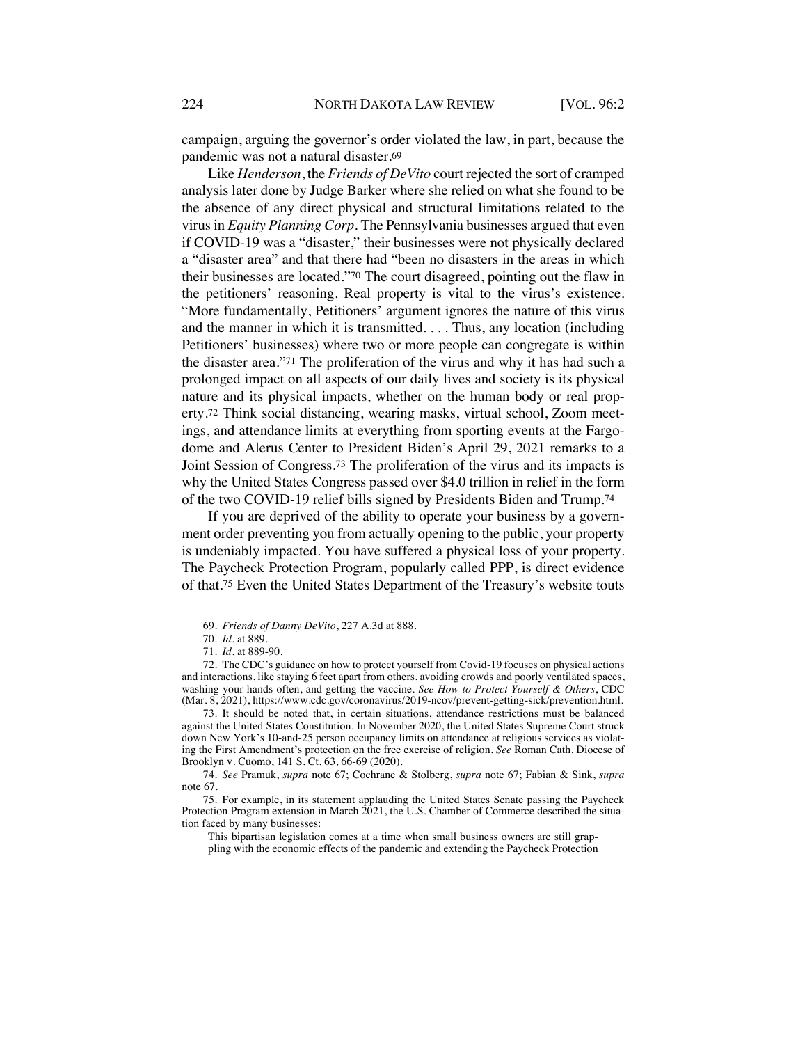campaign, arguing the governor's order violated the law, in part, because the pandemic was not a natural disaster.[69]

Like *Henderson*, the *Friends of DeVito* court rejected the sort of cramped analysis later done by Judge Barker where she relied on what she found to be the absence of any direct physical and structural limitations related to the virus in *Equity Planning Corp*. The Pennsylvania businesses argued that even if COVID-19 was a "disaster," their businesses were not physically declared a "disaster area" and that there had "been no disasters in the areas in which their businesses are located."[70] The court disagreed, pointing out the flaw in the petitioners' reasoning. Real property is vital to the virus's existence. "More fundamentally, Petitioners' argument ignores the nature of this virus and the manner in which it is transmitted. . . . Thus, any location (including Petitioners' businesses) where two or more people can congregate is within the disaster area."[71] The proliferation of the virus and why it has had such a prolonged impact on all aspects of our daily lives and society is its physical nature and its physical impacts, whether on the human body or real property.[72] Think social distancing, wearing masks, virtual school, Zoom meetings, and attendance limits at everything from sporting events at the Fargodome and Alerus Center to President Biden's April 29, 2021 remarks to a Joint Session of Congress.[73] The proliferation of the virus and its impacts is why the United States Congress passed over $4.0 trillion in relief in the form of the two COVID-19 relief bills signed by Presidents Biden and Trump.[74]

If you are deprived of the ability to operate your business by a government order preventing you from actually opening to the public, your property is undeniably impacted. You have suffered a physical loss of your property. The Paycheck Protection Program, popularly called PPP, is direct evidence of that.[75] Even the United States Department of the Treasury's website touts

---

69. *Friends of Danny DeVito*, 227 A.3d at 888.

70. *Id.* at 889.

71. *Id.* at 889-90.

72. The CDC's guidance on how to protect yourself from Covid-19 focuses on physical actions and interactions, like staying 6 feet apart from others, avoiding crowds and poorly ventilated spaces, washing your hands often, and getting the vaccine. *See How to Protect Yourself & Others*, CDC (Mar. 8, 2021), https://www.cdc.gov/coronavirus/2019-ncov/prevent-getting-sick/prevention.html.

73. It should be noted that, in certain situations, attendance restrictions must be balanced against the United States Constitution. In November 2020, the United States Supreme Court struck down New York's 10-and-25 person occupancy limits on attendance at religious services as violating the First Amendment's protection on the free exercise of religion. *See* Roman Cath. Diocese of Brooklyn v. Cuomo, 141 S. Ct. 63, 66-69 (2020).

74. *See* Pramuk, *supra* note 67; Cochrane & Stolberg, *supra* note 67; Fabian & Sink, *supra* note 67.

75. For example, in its statement applauding the United States Senate passing the Paycheck Protection Program extension in March 2021, the U.S. Chamber of Commerce described the situation faced by many businesses:

> This bipartisan legislation comes at a time when small business owners are still grappling with the economic effects of the pandemic and extending the Paycheck Protection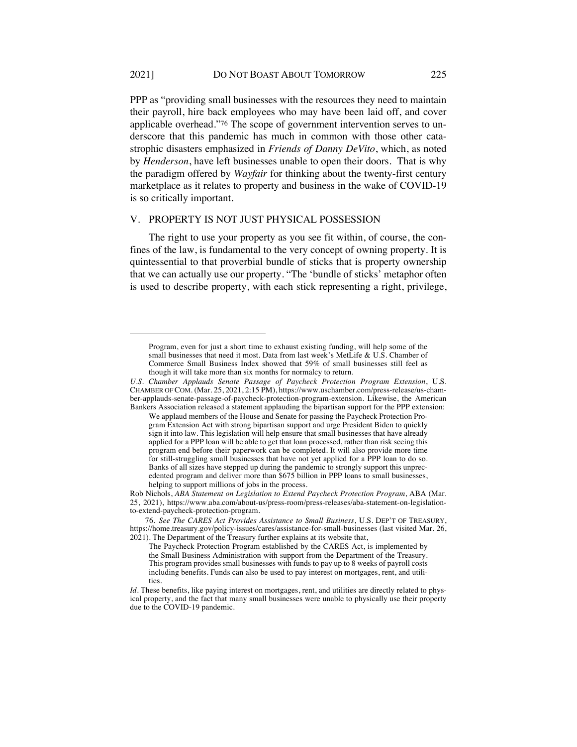PPP as "providing small businesses with the resources they need to maintain their payroll, hire back employees who may have been laid off, and cover applicable overhead."[76] The scope of government intervention serves to underscore that this pandemic has much in common with those other catastrophic disasters emphasized in *Friends of Danny DeVito*, which, as noted by *Henderson*, have left businesses unable to open their doors. That is why the paradigm offered by *Wayfair* for thinking about the twenty-first century marketplace as it relates to property and business in the wake of COVID-19 is so critically important.

## V. PROPERTY IS NOT JUST PHYSICAL POSSESSION

The right to use your property as you see fit within, of course, the confines of the law, is fundamental to the very concept of owning property. It is quintessential to that proverbial bundle of sticks that is property ownership that we can actually use our property. "The 'bundle of sticks' metaphor often is used to describe property, with each stick representing a right, privilege,

---

> Program, even for just a short time to exhaust existing funding, will help some of the small businesses that need it most. Data from last week's MetLife & U.S. Chamber of Commerce Small Business Index showed that 59% of small businesses still feel as though it will take more than six months for normalcy to return.

*U.S. Chamber Applauds Senate Passage of Paycheck Protection Program Extension*, U.S. CHAMBER OF COM. (Mar. 25, 2021, 2:15 PM), https://www.uschamber.com/press-release/us-chamber-applauds-senate-passage-of-paycheck-protection-program-extension. Likewise, the American Bankers Association released a statement applauding the bipartisan support for the PPP extension:

> We applaud members of the House and Senate for passing the Paycheck Protection Program Extension Act with strong bipartisan support and urge President Biden to quickly sign it into law. This legislation will help ensure that small businesses that have already applied for a PPP loan will be able to get that loan processed, rather than risk seeing this program end before their paperwork can be completed. It will also provide more time for still-struggling small businesses that have not yet applied for a PPP loan to do so. Banks of all sizes have stepped up during the pandemic to strongly support this unprecedented program and deliver more than $675 billion in PPP loans to small businesses, helping to support millions of jobs in the process.

Rob Nichols, *ABA Statement on Legislation to Extend Paycheck Protection Program*, ABA (Mar. 25, 2021), https://www.aba.com/about-us/press-room/press-releases/aba-statement-on-legislation-to-extend-paycheck-protection-program.

76. *See The CARES Act Provides Assistance to Small Business*, U.S. DEP'T OF TREASURY, https://home.treasury.gov/policy-issues/cares/assistance-for-small-businesses (last visited Mar. 26, 2021). The Department of the Treasury further explains at its website that,

> The Paycheck Protection Program established by the CARES Act, is implemented by the Small Business Administration with support from the Department of the Treasury. This program provides small businesses with funds to pay up to 8 weeks of payroll costs including benefits. Funds can also be used to pay interest on mortgages, rent, and utilities.

*Id*. These benefits, like paying interest on mortgages, rent, and utilities are directly related to physical property, and the fact that many small businesses were unable to physically use their property due to the COVID-19 pandemic.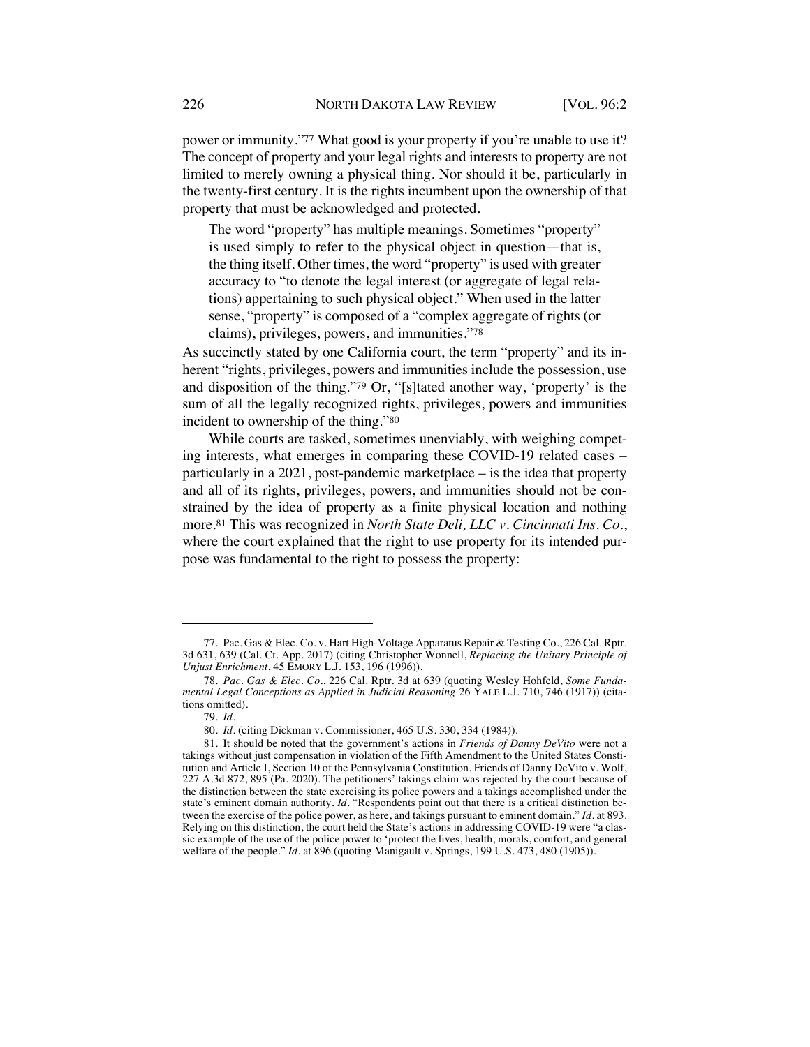power or immunity."[77] What good is your property if you're unable to use it? The concept of property and your legal rights and interests to property are not limited to merely owning a physical thing. Nor should it be, particularly in the twenty-first century. It is the rights incumbent upon the ownership of that property that must be acknowledged and protected.

> The word "property" has multiple meanings. Sometimes "property" is used simply to refer to the physical object in question—that is, the thing itself. Other times, the word "property" is used with greater accuracy to "to denote the legal interest (or aggregate of legal relations) appertaining to such physical object." When used in the latter sense, "property" is composed of a "complex aggregate of rights (or claims), privileges, powers, and immunities."[78]

As succinctly stated by one California court, the term "property" and its inherent "rights, privileges, powers and immunities include the possession, use and disposition of the thing."[79] Or, "[s]tated another way, 'property' is the sum of all the legally recognized rights, privileges, powers and immunities incident to ownership of the thing."[80]

While courts are tasked, sometimes unenviably, with weighing competing interests, what emerges in comparing these COVID-19 related cases – particularly in a 2021, post-pandemic marketplace – is the idea that property and all of its rights, privileges, powers, and immunities should not be constrained by the idea of property as a finite physical location and nothing more.[81] This was recognized in *North State Deli, LLC v. Cincinnati Ins. Co.*, where the court explained that the right to use property for its intended purpose was fundamental to the right to possess the property:

---

77. Pac. Gas & Elec. Co. v. Hart High-Voltage Apparatus Repair & Testing Co., 226 Cal. Rptr. 3d 631, 639 (Cal. Ct. App. 2017) (citing Christopher Wonnell, *Replacing the Unitary Principle of Unjust Enrichment*, 45 EMORY L.J. 153, 196 (1996)).

78. *Pac. Gas & Elec. Co.*, 226 Cal. Rptr. 3d at 639 (quoting Wesley Hohfeld, *Some Fundamental Legal Conceptions as Applied in Judicial Reasoning* 26 YALE L.J. 710, 746 (1917)) (citations omitted).

79. *Id.*

80. *Id.* (citing Dickman v. Commissioner, 465 U.S. 330, 334 (1984)).

81. It should be noted that the government's actions in *Friends of Danny DeVito* were not a takings without just compensation in violation of the Fifth Amendment to the United States Constitution and Article I, Section 10 of the Pennsylvania Constitution. Friends of Danny DeVito v. Wolf, 227 A.3d 872, 895 (Pa. 2020). The petitioners' takings claim was rejected by the court because of the distinction between the state exercising its police powers and a takings accomplished under the state's eminent domain authority. *Id.* "Respondents point out that there is a critical distinction between the exercise of the police power, as here, and takings pursuant to eminent domain." *Id.* at 893. Relying on this distinction, the court held the State's actions in addressing COVID-19 were "a classic example of the use of the police power to 'protect the lives, health, morals, comfort, and general welfare of the people." *Id.* at 896 (quoting Manigault v. Springs, 199 U.S. 473, 480 (1905)).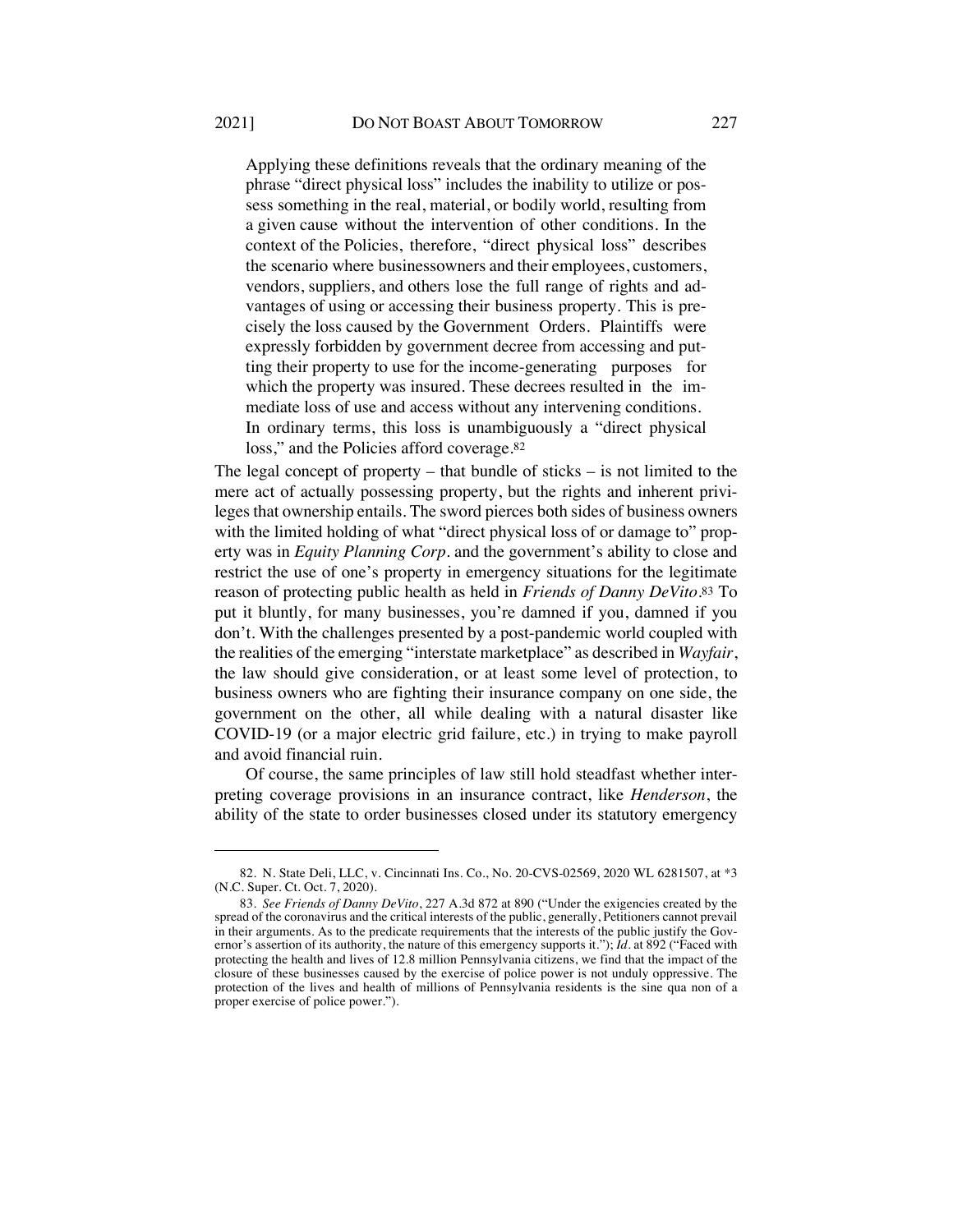> Applying these definitions reveals that the ordinary meaning of the phrase "direct physical loss" includes the inability to utilize or possess something in the real, material, or bodily world, resulting from a given cause without the intervention of other conditions. In the context of the Policies, therefore, "direct physical loss" describes the scenario where businessowners and their employees, customers, vendors, suppliers, and others lose the full range of rights and advantages of using or accessing their business property. This is precisely the loss caused by the Government Orders. Plaintiffs were expressly forbidden by government decree from accessing and putting their property to use for the income-generating purposes for which the property was insured. These decrees resulted in the immediate loss of use and access without any intervening conditions. In ordinary terms, this loss is unambiguously a "direct physical loss," and the Policies afford coverage.[82]

The legal concept of property – that bundle of sticks – is not limited to the mere act of actually possessing property, but the rights and inherent privileges that ownership entails. The sword pierces both sides of business owners with the limited holding of what "direct physical loss of or damage to" property was in *Equity Planning Corp.* and the government's ability to close and restrict the use of one's property in emergency situations for the legitimate reason of protecting public health as held in *Friends of Danny DeVito*.[83] To put it bluntly, for many businesses, you're damned if you, damned if you don't. With the challenges presented by a post-pandemic world coupled with the realities of the emerging "interstate marketplace" as described in *Wayfair*, the law should give consideration, or at least some level of protection, to business owners who are fighting their insurance company on one side, the government on the other, all while dealing with a natural disaster like COVID-19 (or a major electric grid failure, etc.) in trying to make payroll and avoid financial ruin.

Of course, the same principles of law still hold steadfast whether interpreting coverage provisions in an insurance contract, like *Henderson*, the ability of the state to order businesses closed under its statutory emergency

---

82. N. State Deli, LLC, v. Cincinnati Ins. Co., No. 20-CVS-02569, 2020 WL 6281507, at *3 (N.C. Super. Ct. Oct. 7, 2020).

83. *See Friends of Danny DeVito*, 227 A.3d 872 at 890 ("Under the exigencies created by the spread of the coronavirus and the critical interests of the public, generally, Petitioners cannot prevail in their arguments. As to the predicate requirements that the interests of the public justify the Governor's assertion of its authority, the nature of this emergency supports it."); *Id.* at 892 ("Faced with protecting the health and lives of 12.8 million Pennsylvania citizens, we find that the impact of the closure of these businesses caused by the exercise of police power is not unduly oppressive. The protection of the lives and health of millions of Pennsylvania residents is the sine qua non of a proper exercise of police power.").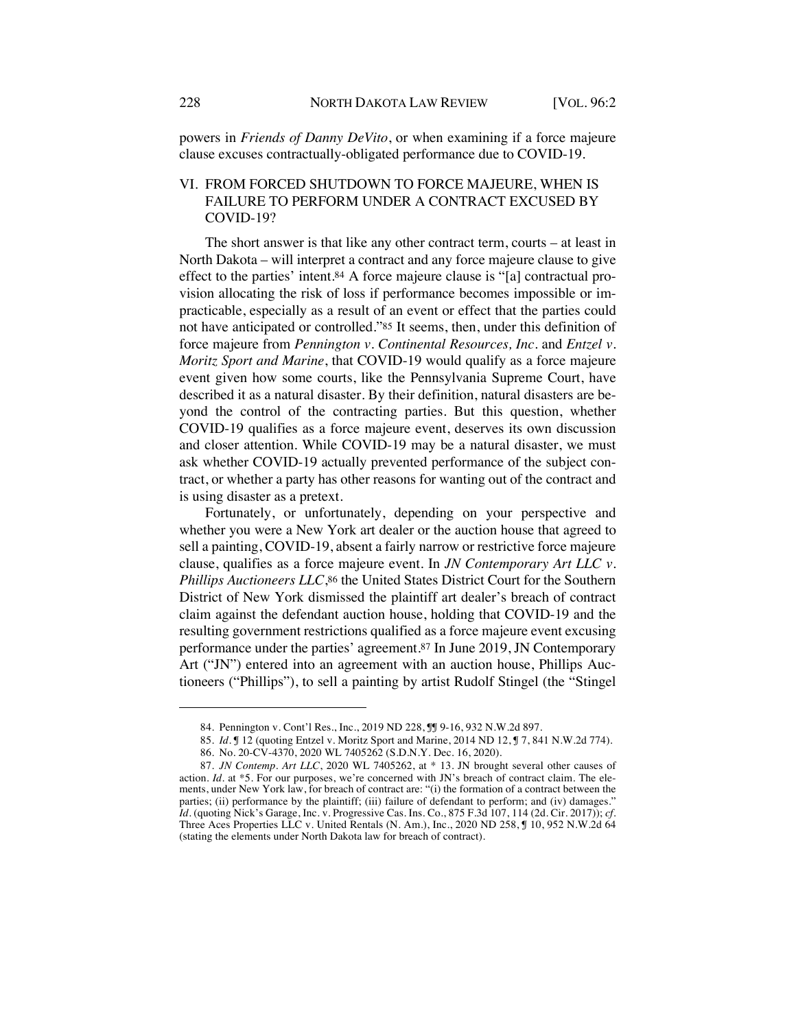powers in *Friends of Danny DeVito*, or when examining if a force majeure clause excuses contractually-obligated performance due to COVID-19.

## VI. FROM FORCED SHUTDOWN TO FORCE MAJEURE, WHEN IS FAILURE TO PERFORM UNDER A CONTRACT EXCUSED BY COVID-19?

The short answer is that like any other contract term, courts – at least in North Dakota – will interpret a contract and any force majeure clause to give effect to the parties' intent.[84] A force majeure clause is "[a] contractual provision allocating the risk of loss if performance becomes impossible or impracticable, especially as a result of an event or effect that the parties could not have anticipated or controlled."[85] It seems, then, under this definition of force majeure from *Pennington v. Continental Resources, Inc.* and *Entzel v. Moritz Sport and Marine*, that COVID-19 would qualify as a force majeure event given how some courts, like the Pennsylvania Supreme Court, have described it as a natural disaster. By their definition, natural disasters are beyond the control of the contracting parties. But this question, whether COVID-19 qualifies as a force majeure event, deserves its own discussion and closer attention. While COVID-19 may be a natural disaster, we must ask whether COVID-19 actually prevented performance of the subject contract, or whether a party has other reasons for wanting out of the contract and is using disaster as a pretext.

Fortunately, or unfortunately, depending on your perspective and whether you were a New York art dealer or the auction house that agreed to sell a painting, COVID-19, absent a fairly narrow or restrictive force majeure clause, qualifies as a force majeure event. In *JN Contemporary Art LLC v. Phillips Auctioneers LLC*,[86] the United States District Court for the Southern District of New York dismissed the plaintiff art dealer's breach of contract claim against the defendant auction house, holding that COVID-19 and the resulting government restrictions qualified as a force majeure event excusing performance under the parties' agreement.[87] In June 2019, JN Contemporary Art ("JN") entered into an agreement with an auction house, Phillips Auctioneers ("Phillips"), to sell a painting by artist Rudolf Stingel (the "Stingel

---

84. Pennington v. Cont'l Res., Inc., 2019 ND 228, ¶¶ 9-16, 932 N.W.2d 897.

85. *Id.* ¶ 12 (quoting Entzel v. Moritz Sport and Marine, 2014 ND 12, ¶ 7, 841 N.W.2d 774).

86. No. 20-CV-4370, 2020 WL 7405262 (S.D.N.Y. Dec. 16, 2020).

87. *JN Contemp. Art LLC*, 2020 WL 7405262, at * 13. JN brought several other causes of action. *Id.* at *5. For our purposes, we're concerned with JN's breach of contract claim. The elements, under New York law, for breach of contract are: "(i) the formation of a contract between the parties; (ii) performance by the plaintiff; (iii) failure of defendant to perform; and (iv) damages." *Id.* (quoting Nick's Garage, Inc. v. Progressive Cas. Ins. Co., 875 F.3d 107, 114 (2d. Cir. 2017)); *cf.* Three Aces Properties LLC v. United Rentals (N. Am.), Inc., 2020 ND 258, ¶ 10, 952 N.W.2d 64 (stating the elements under North Dakota law for breach of contract).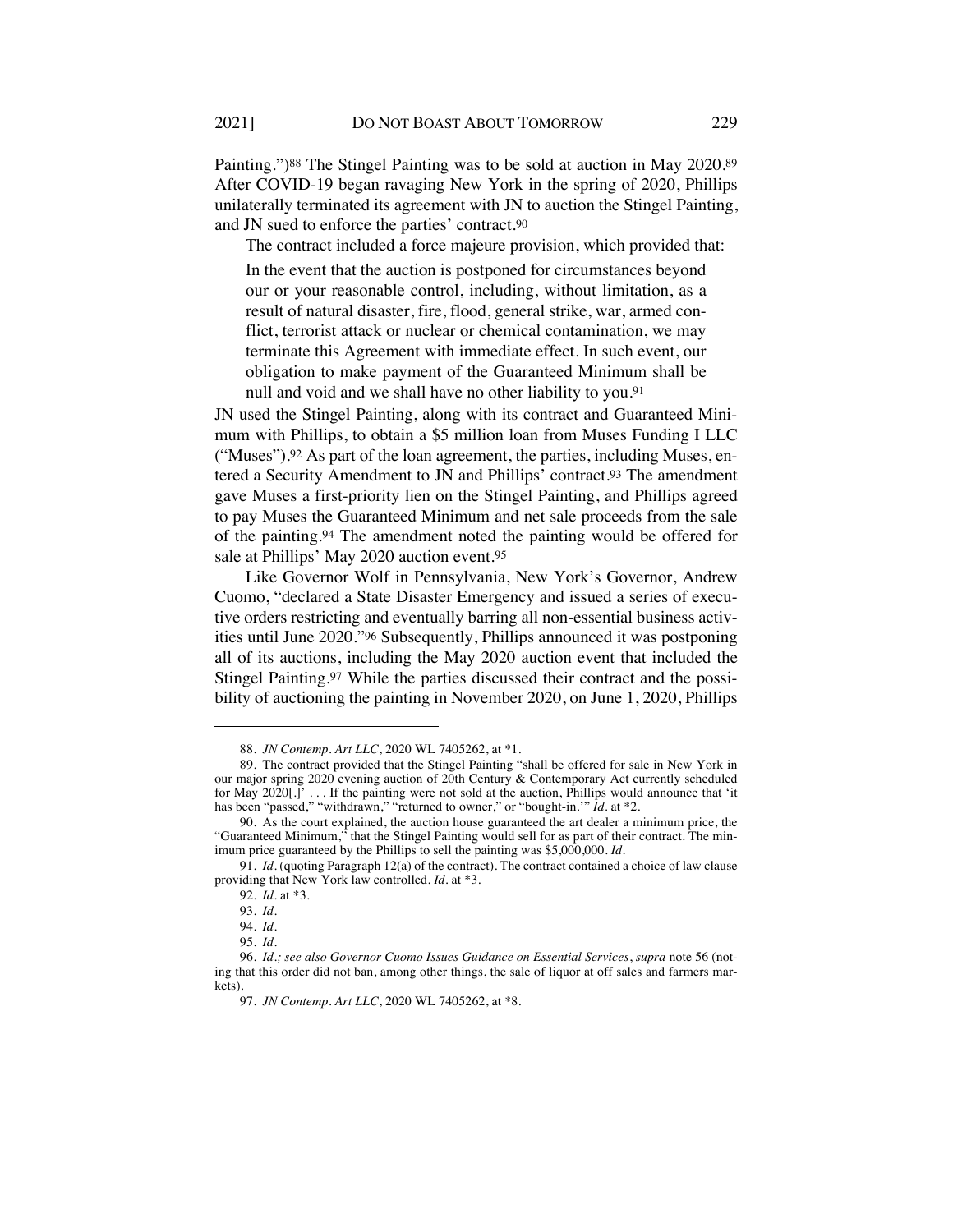Painting.")[88] The Stingel Painting was to be sold at auction in May 2020.[89] After COVID-19 began ravaging New York in the spring of 2020, Phillips unilaterally terminated its agreement with JN to auction the Stingel Painting, and JN sued to enforce the parties' contract.[90]

The contract included a force majeure provision, which provided that:

> In the event that the auction is postponed for circumstances beyond our or your reasonable control, including, without limitation, as a result of natural disaster, fire, flood, general strike, war, armed conflict, terrorist attack or nuclear or chemical contamination, we may terminate this Agreement with immediate effect. In such event, our obligation to make payment of the Guaranteed Minimum shall be null and void and we shall have no other liability to you.[91]

JN used the Stingel Painting, along with its contract and Guaranteed Minimum with Phillips, to obtain a $5 million loan from Muses Funding I LLC ("Muses").[92] As part of the loan agreement, the parties, including Muses, entered a Security Amendment to JN and Phillips' contract.[93] The amendment gave Muses a first-priority lien on the Stingel Painting, and Phillips agreed to pay Muses the Guaranteed Minimum and net sale proceeds from the sale of the painting.[94] The amendment noted the painting would be offered for sale at Phillips' May 2020 auction event.[95]

Like Governor Wolf in Pennsylvania, New York's Governor, Andrew Cuomo, "declared a State Disaster Emergency and issued a series of executive orders restricting and eventually barring all non-essential business activities until June 2020."[96] Subsequently, Phillips announced it was postponing all of its auctions, including the May 2020 auction event that included the Stingel Painting.[97] While the parties discussed their contract and the possibility of auctioning the painting in November 2020, on June 1, 2020, Phillips

---

88. *JN Contemp. Art LLC*, 2020 WL 7405262, at *1.

89. The contract provided that the Stingel Painting "shall be offered for sale in New York in our major spring 2020 evening auction of 20th Century & Contemporary Act currently scheduled for May 2020[.]' . . . If the painting were not sold at the auction, Phillips would announce that 'it has been "passed," "withdrawn," "returned to owner," or "bought-in."'" *Id.* at *2.

90. As the court explained, the auction house guaranteed the art dealer a minimum price, the "Guaranteed Minimum," that the Stingel Painting would sell for as part of their contract. The minimum price guaranteed by the Phillips to sell the painting was $5,000,000. *Id.*

91. *Id.* (quoting Paragraph 12(a) of the contract). The contract contained a choice of law clause providing that New York law controlled. *Id.* at *3.

92. *Id.* at *3.

93. *Id.*

94. *Id.*

95. *Id.*

96. *Id.; see also Governor Cuomo Issues Guidance on Essential Services*, *supra* note 56 (noting that this order did not ban, among other things, the sale of liquor at off sales and farmers markets).

97. *JN Contemp. Art LLC*, 2020 WL 7405262, at *8.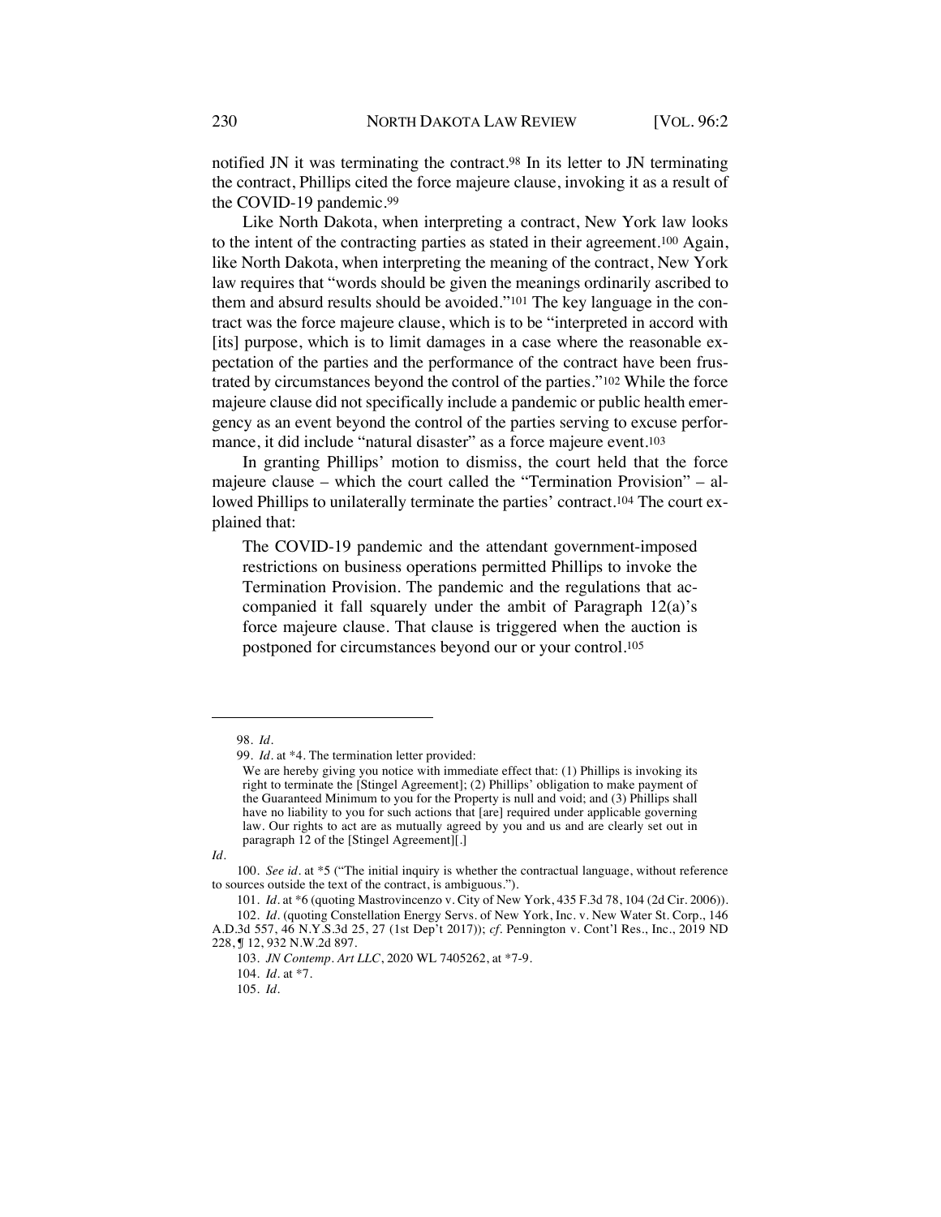notified JN it was terminating the contract.[98] In its letter to JN terminating the contract, Phillips cited the force majeure clause, invoking it as a result of the COVID-19 pandemic.[99]

Like North Dakota, when interpreting a contract, New York law looks to the intent of the contracting parties as stated in their agreement.[100] Again, like North Dakota, when interpreting the meaning of the contract, New York law requires that "words should be given the meanings ordinarily ascribed to them and absurd results should be avoided."[101] The key language in the contract was the force majeure clause, which is to be "interpreted in accord with [its] purpose, which is to limit damages in a case where the reasonable expectation of the parties and the performance of the contract have been frustrated by circumstances beyond the control of the parties."[102] While the force majeure clause did not specifically include a pandemic or public health emergency as an event beyond the control of the parties serving to excuse performance, it did include "natural disaster" as a force majeure event.[103]

In granting Phillips' motion to dismiss, the court held that the force majeure clause – which the court called the "Termination Provision" – allowed Phillips to unilaterally terminate the parties' contract.[104] The court explained that:

> The COVID-19 pandemic and the attendant government-imposed restrictions on business operations permitted Phillips to invoke the Termination Provision. The pandemic and the regulations that accompanied it fall squarely under the ambit of Paragraph 12(a)'s force majeure clause. That clause is triggered when the auction is postponed for circumstances beyond our or your control.[105]

---

98. *Id.*

99. *Id.* at *4. The termination letter provided:

> We are hereby giving you notice with immediate effect that: (1) Phillips is invoking its right to terminate the [Stingel Agreement]; (2) Phillips' obligation to make payment of the Guaranteed Minimum to you for the Property is null and void; and (3) Phillips shall have no liability to you for such actions that [are] required under applicable governing law. Our rights to act are as mutually agreed by you and us and are clearly set out in paragraph 12 of the [Stingel Agreement][.]

*Id.*

100. *See id.* at *5 ("The initial inquiry is whether the contractual language, without reference to sources outside the text of the contract, is ambiguous.").

101. *Id.* at *6 (quoting Mastrovincenzo v. City of New York, 435 F.3d 78, 104 (2d Cir. 2006)).

102. *Id.* (quoting Constellation Energy Servs. of New York, Inc. v. New Water St. Corp., 146 A.D.3d 557, 46 N.Y.S.3d 25, 27 (1st Dep't 2017)); *cf.* Pennington v. Cont'l Res., Inc., 2019 ND 228, ¶ 12, 932 N.W.2d 897.

103. *JN Contemp. Art LLC*, 2020 WL 7405262, at *7-9.

104. *Id.* at *7.

105. *Id.*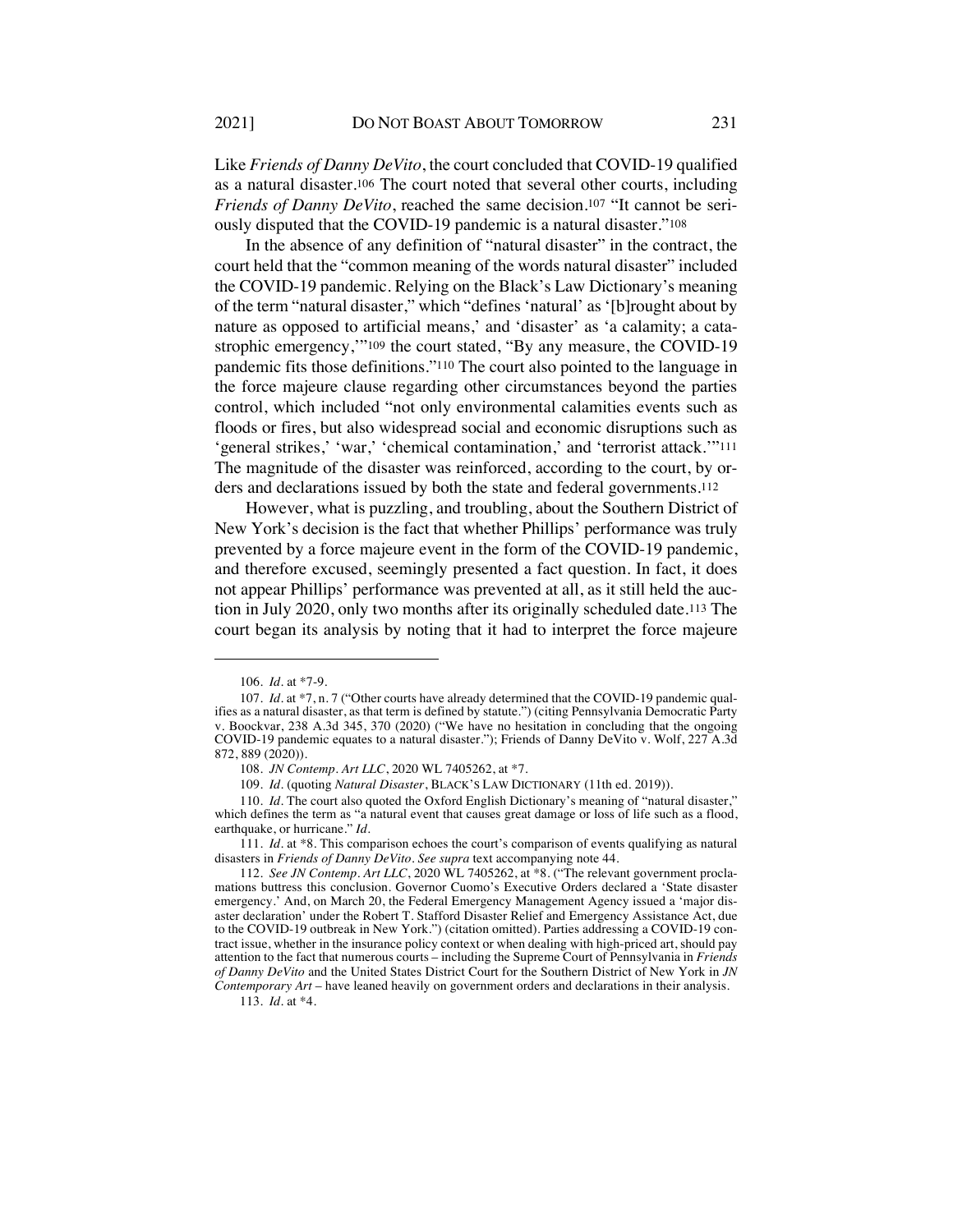Like *Friends of Danny DeVito*, the court concluded that COVID-19 qualified as a natural disaster.[106] The court noted that several other courts, including *Friends of Danny DeVito*, reached the same decision.[107] "It cannot be seriously disputed that the COVID-19 pandemic is a natural disaster."[108]

In the absence of any definition of "natural disaster" in the contract, the court held that the "common meaning of the words natural disaster" included the COVID-19 pandemic. Relying on the Black's Law Dictionary's meaning of the term "natural disaster," which "defines 'natural' as '[b]rought about by nature as opposed to artificial means,' and 'disaster' as 'a calamity; a catastrophic emergency,'"[109] the court stated, "By any measure, the COVID-19 pandemic fits those definitions."[110] The court also pointed to the language in the force majeure clause regarding other circumstances beyond the parties control, which included "not only environmental calamities events such as floods or fires, but also widespread social and economic disruptions such as 'general strikes,' 'war,' 'chemical contamination,' and 'terrorist attack.'"[111] The magnitude of the disaster was reinforced, according to the court, by orders and declarations issued by both the state and federal governments.[112]

However, what is puzzling, and troubling, about the Southern District of New York's decision is the fact that whether Phillips' performance was truly prevented by a force majeure event in the form of the COVID-19 pandemic, and therefore excused, seemingly presented a fact question. In fact, it does not appear Phillips' performance was prevented at all, as it still held the auction in July 2020, only two months after its originally scheduled date.[113] The court began its analysis by noting that it had to interpret the force majeure

---

106. *Id.* at *7-9.

107. *Id.* at *7, n. 7 ("Other courts have already determined that the COVID-19 pandemic qualifies as a natural disaster, as that term is defined by statute.") (citing Pennsylvania Democratic Party v. Boockvar, 238 A.3d 345, 370 (2020) ("We have no hesitation in concluding that the ongoing COVID-19 pandemic equates to a natural disaster."); Friends of Danny DeVito v. Wolf, 227 A.3d 872, 889 (2020)).

108. *JN Contemp. Art LLC*, 2020 WL 7405262, at *7.

109. *Id.* (quoting *Natural Disaster*, BLACK'S LAW DICTIONARY (11th ed. 2019)).

110. *Id.* The court also quoted the Oxford English Dictionary's meaning of "natural disaster," which defines the term as "a natural event that causes great damage or loss of life such as a flood, earthquake, or hurricane." *Id.*

111. *Id.* at *8. This comparison echoes the court's comparison of events qualifying as natural disasters in *Friends of Danny DeVito*. *See supra* text accompanying note 44.

112. *See JN Contemp. Art LLC*, 2020 WL 7405262, at *8. ("The relevant government proclamations buttress this conclusion. Governor Cuomo's Executive Orders declared a 'State disaster emergency.' And, on March 20, the Federal Emergency Management Agency issued a 'major disaster declaration' under the Robert T. Stafford Disaster Relief and Emergency Assistance Act, due to the COVID-19 outbreak in New York.") (citation omitted). Parties addressing a COVID-19 contract issue, whether in the insurance policy context or when dealing with high-priced art, should pay attention to the fact that numerous courts – including the Supreme Court of Pennsylvania in *Friends of Danny DeVito* and the United States District Court for the Southern District of New York in *JN Contemporary Art* – have leaned heavily on government orders and declarations in their analysis.

113. *Id.* at *4.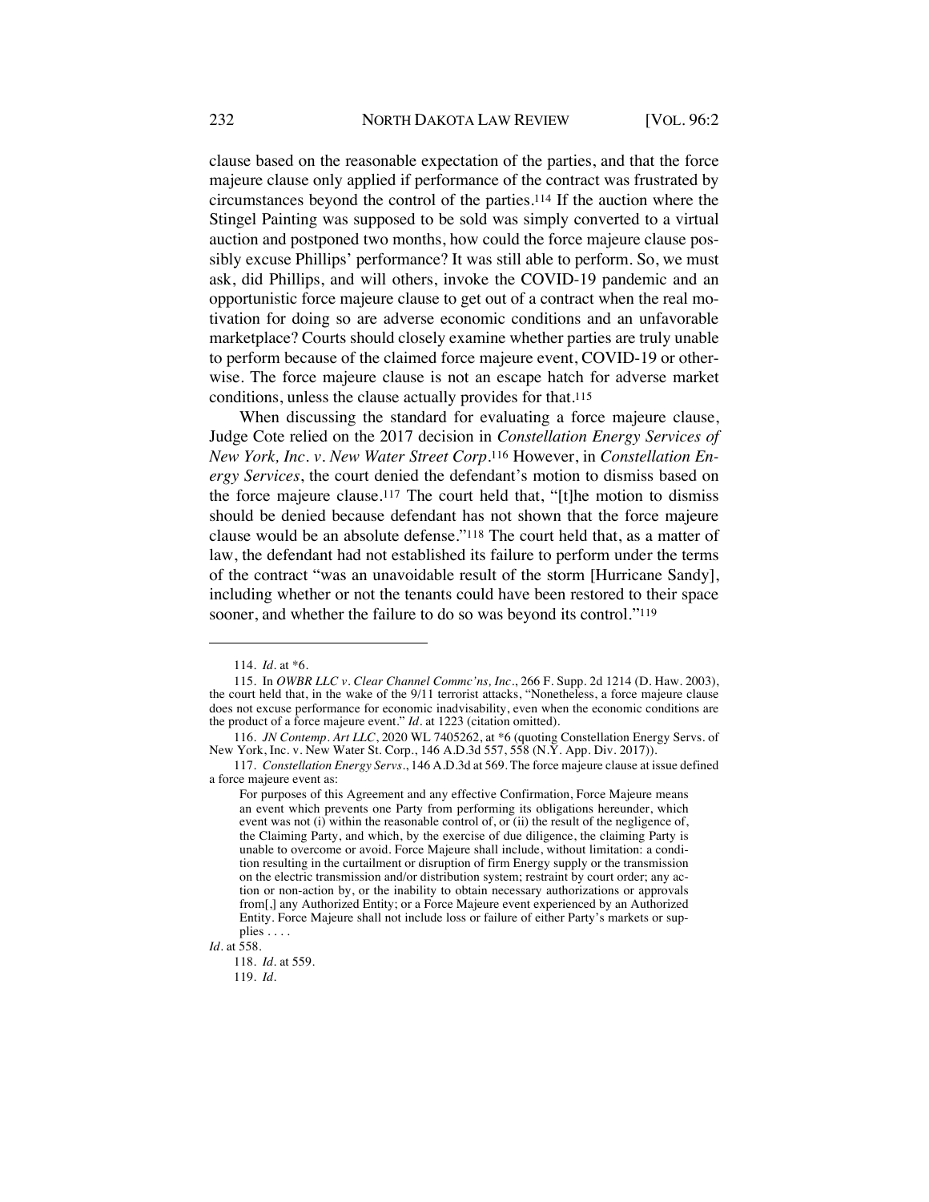clause based on the reasonable expectation of the parties, and that the force majeure clause only applied if performance of the contract was frustrated by circumstances beyond the control of the parties.[114] If the auction where the Stingel Painting was supposed to be sold was simply converted to a virtual auction and postponed two months, how could the force majeure clause possibly excuse Phillips' performance? It was still able to perform. So, we must ask, did Phillips, and will others, invoke the COVID-19 pandemic and an opportunistic force majeure clause to get out of a contract when the real motivation for doing so are adverse economic conditions and an unfavorable marketplace? Courts should closely examine whether parties are truly unable to perform because of the claimed force majeure event, COVID-19 or otherwise. The force majeure clause is not an escape hatch for adverse market conditions, unless the clause actually provides for that.[115]

When discussing the standard for evaluating a force majeure clause, Judge Cote relied on the 2017 decision in *Constellation Energy Services of New York, Inc. v. New Water Street Corp*.[116] However, in *Constellation Energy Services*, the court denied the defendant's motion to dismiss based on the force majeure clause.[117] The court held that, "[t]he motion to dismiss should be denied because defendant has not shown that the force majeure clause would be an absolute defense."[118] The court held that, as a matter of law, the defendant had not established its failure to perform under the terms of the contract "was an unavoidable result of the storm [Hurricane Sandy], including whether or not the tenants could have been restored to their space sooner, and whether the failure to do so was beyond its control."[119]

---

114. *Id.* at \*6.

115. In *OWBR LLC v. Clear Channel Commc'ns, Inc.*, 266 F. Supp. 2d 1214 (D. Haw. 2003), the court held that, in the wake of the 9/11 terrorist attacks, "Nonetheless, a force majeure clause does not excuse performance for economic inadvisability, even when the economic conditions are the product of a force majeure event." *Id.* at 1223 (citation omitted).

116. *JN Contemp. Art LLC*, 2020 WL 7405262, at \*6 (quoting Constellation Energy Servs. of New York, Inc. v. New Water St. Corp., 146 A.D.3d 557, 558 (N.Y. App. Div. 2017)).

117. *Constellation Energy Servs.*, 146 A.D.3d at 569. The force majeure clause at issue defined a force majeure event as:

> For purposes of this Agreement and any effective Confirmation, Force Majeure means an event which prevents one Party from performing its obligations hereunder, which event was not (i) within the reasonable control of, or (ii) the result of the negligence of, the Claiming Party, and which, by the exercise of due diligence, the claiming Party is unable to overcome or avoid. Force Majeure shall include, without limitation: a condition resulting in the curtailment or disruption of firm Energy supply or the transmission on the electric transmission and/or distribution system; restraint by court order; any action or non-action by, or the inability to obtain necessary authorizations or approvals from[,] any Authorized Entity; or a Force Majeure event experienced by an Authorized Entity. Force Majeure shall not include loss or failure of either Party's markets or supplies . . . .

*Id.* at 558.

118. *Id.* at 559.

119. *Id.*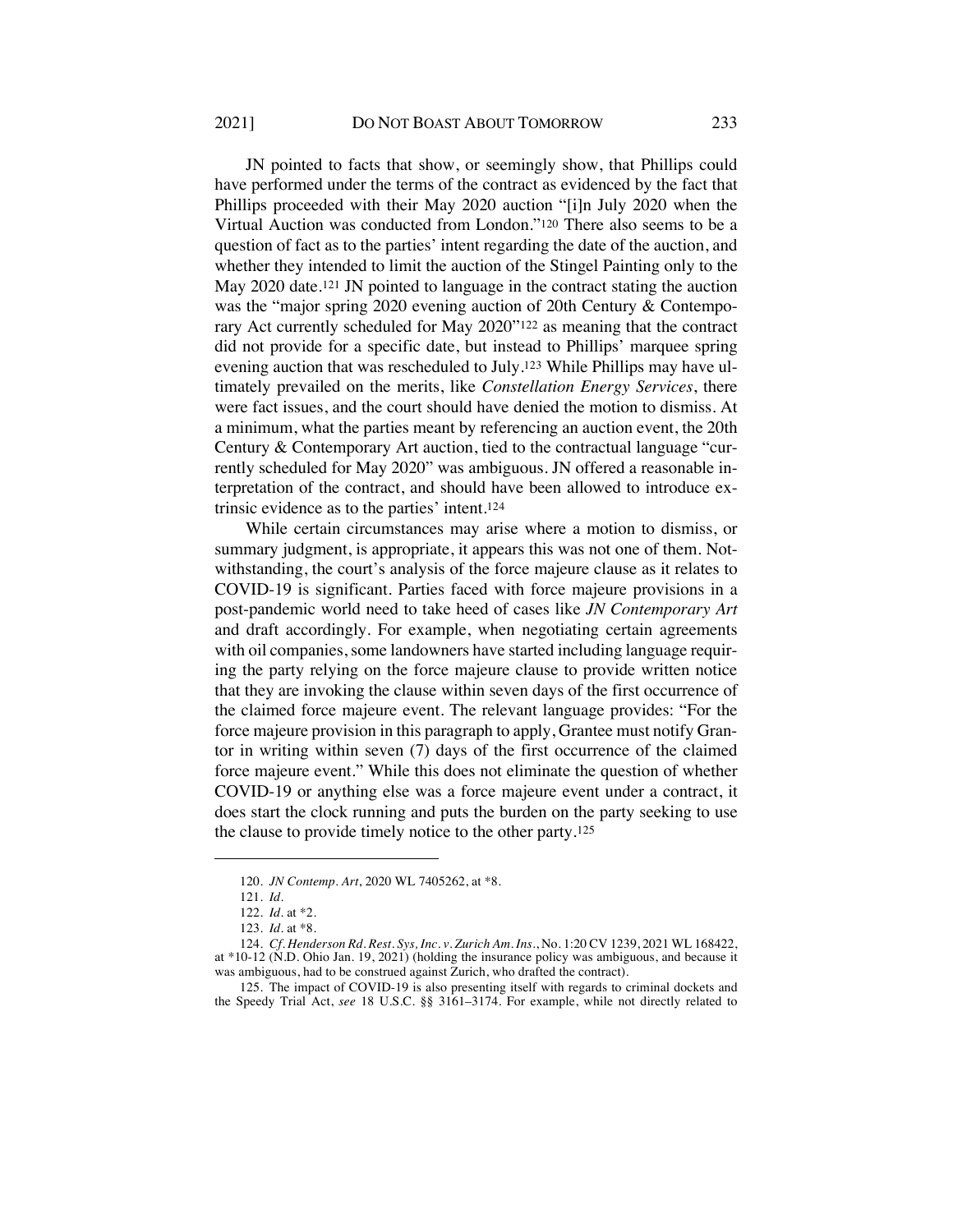JN pointed to facts that show, or seemingly show, that Phillips could have performed under the terms of the contract as evidenced by the fact that Phillips proceeded with their May 2020 auction "[i]n July 2020 when the Virtual Auction was conducted from London."[120] There also seems to be a question of fact as to the parties' intent regarding the date of the auction, and whether they intended to limit the auction of the Stingel Painting only to the May 2020 date.[121] JN pointed to language in the contract stating the auction was the "major spring 2020 evening auction of 20th Century & Contemporary Act currently scheduled for May 2020"[122] as meaning that the contract did not provide for a specific date, but instead to Phillips' marquee spring evening auction that was rescheduled to July.[123] While Phillips may have ultimately prevailed on the merits, like *Constellation Energy Services*, there were fact issues, and the court should have denied the motion to dismiss. At a minimum, what the parties meant by referencing an auction event, the 20th Century & Contemporary Art auction, tied to the contractual language "currently scheduled for May 2020" was ambiguous. JN offered a reasonable interpretation of the contract, and should have been allowed to introduce extrinsic evidence as to the parties' intent.[124]

While certain circumstances may arise where a motion to dismiss, or summary judgment, is appropriate, it appears this was not one of them. Notwithstanding, the court's analysis of the force majeure clause as it relates to COVID-19 is significant. Parties faced with force majeure provisions in a post-pandemic world need to take heed of cases like *JN Contemporary Art* and draft accordingly. For example, when negotiating certain agreements with oil companies, some landowners have started including language requiring the party relying on the force majeure clause to provide written notice that they are invoking the clause within seven days of the first occurrence of the claimed force majeure event. The relevant language provides: "For the force majeure provision in this paragraph to apply, Grantee must notify Grantor in writing within seven (7) days of the first occurrence of the claimed force majeure event." While this does not eliminate the question of whether COVID-19 or anything else was a force majeure event under a contract, it does start the clock running and puts the burden on the party seeking to use the clause to provide timely notice to the other party.[125]

---

120. *JN Contemp. Art*, 2020 WL 7405262, at *8.

121. *Id.*

122. *Id.* at *2.

123. *Id.* at *8.

124. *Cf. Henderson Rd. Rest. Sys, Inc. v. Zurich Am. Ins.*, No. 1:20 CV 1239, 2021 WL 168422, at *10-12 (N.D. Ohio Jan. 19, 2021) (holding the insurance policy was ambiguous, and because it was ambiguous, had to be construed against Zurich, who drafted the contract).

125. The impact of COVID-19 is also presenting itself with regards to criminal dockets and the Speedy Trial Act, *see* 18 U.S.C. §§ 3161–3174. For example, while not directly related to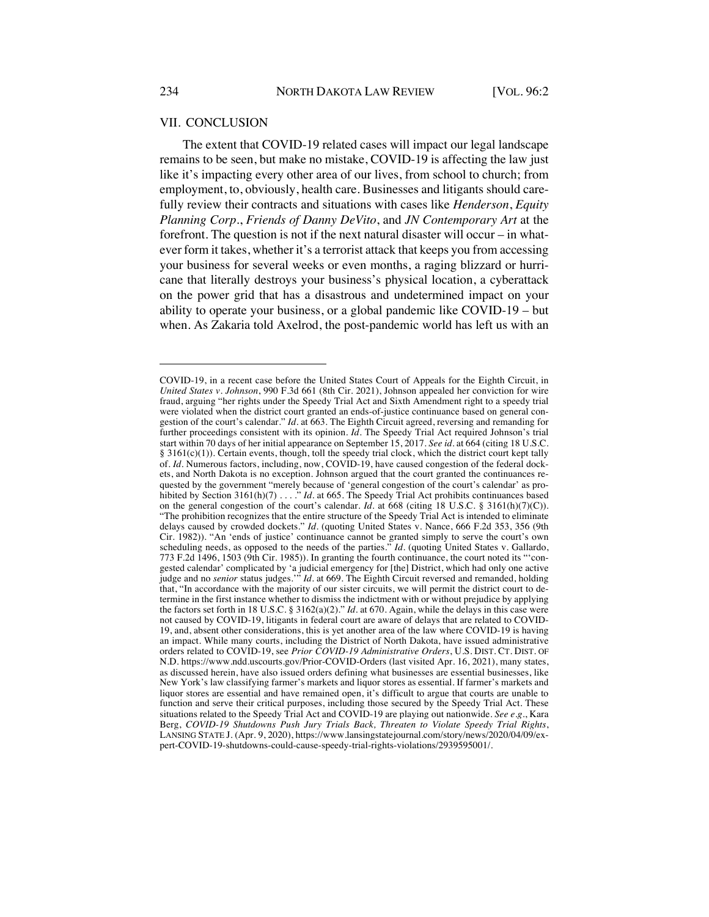## VII. CONCLUSION

The extent that COVID-19 related cases will impact our legal landscape remains to be seen, but make no mistake, COVID-19 is affecting the law just like it's impacting every other area of our lives, from school to church; from employment, to, obviously, health care. Businesses and litigants should carefully review their contracts and situations with cases like *Henderson*, *Equity Planning Corp.*, *Friends of Danny DeVito*, and *JN Contemporary Art* at the forefront. The question is not if the next natural disaster will occur – in whatever form it takes, whether it's a terrorist attack that keeps you from accessing your business for several weeks or even months, a raging blizzard or hurricane that literally destroys your business's physical location, a cyberattack on the power grid that has a disastrous and undetermined impact on your ability to operate your business, or a global pandemic like COVID-19 – but when. As Zakaria told Axelrod, the post-pandemic world has left us with an

---

COVID-19, in a recent case before the United States Court of Appeals for the Eighth Circuit, in *United States v. Johnson*, 990 F.3d 661 (8th Cir. 2021), Johnson appealed her conviction for wire fraud, arguing "her rights under the Speedy Trial Act and Sixth Amendment right to a speedy trial were violated when the district court granted an ends-of-justice continuance based on general congestion of the court's calendar." *Id.* at 663. The Eighth Circuit agreed, reversing and remanding for further proceedings consistent with its opinion. *Id.* The Speedy Trial Act required Johnson's trial start within 70 days of her initial appearance on September 15, 2017. *See id.* at 664 (citing 18 U.S.C. § 3161(c)(1)). Certain events, though, toll the speedy trial clock, which the district court kept tally of. *Id.* Numerous factors, including, now, COVID-19, have caused congestion of the federal dockets, and North Dakota is no exception. Johnson argued that the court granted the continuances requested by the government "merely because of 'general congestion of the court's calendar' as prohibited by Section 3161(h)(7) . . . ." *Id.* at 665. The Speedy Trial Act prohibits continuances based on the general congestion of the court's calendar. *Id.* at 668 (citing 18 U.S.C. § 3161(h)(7)(C)). "The prohibition recognizes that the entire structure of the Speedy Trial Act is intended to eliminate delays caused by crowded dockets." *Id.* (quoting United States v. Nance, 666 F.2d 353, 356 (9th Cir. 1982)). "An 'ends of justice' continuance cannot be granted simply to serve the court's own scheduling needs, as opposed to the needs of the parties." *Id.* (quoting United States v. Gallardo, 773 F.2d 1496, 1503 (9th Cir. 1985)). In granting the fourth continuance, the court noted its "'congested calendar' complicated by 'a judicial emergency for [the] District, which had only one active judge and no *senior* status judges.'" *Id.* at 669. The Eighth Circuit reversed and remanded, holding that, "In accordance with the majority of our sister circuits, we will permit the district court to determine in the first instance whether to dismiss the indictment with or without prejudice by applying the factors set forth in 18 U.S.C. § 3162(a)(2)." *Id.* at 670. Again, while the delays in this case were not caused by COVID-19, litigants in federal court are aware of delays that are related to COVID-19, and, absent other considerations, this is yet another area of the law where COVID-19 is having an impact. While many courts, including the District of North Dakota, have issued administrative orders related to COVID-19, see *Prior COVID-19 Administrative Orders*, U.S. DIST. CT. DIST. OF N.D. https://www.ndd.uscourts.gov/Prior-COVID-Orders (last visited Apr. 16, 2021), many states, as discussed herein, have also issued orders defining what businesses are essential businesses, like New York's law classifying farmer's markets and liquor stores as essential. If farmer's markets and liquor stores are essential and have remained open, it's difficult to argue that courts are unable to function and serve their critical purposes, including those secured by the Speedy Trial Act. These situations related to the Speedy Trial Act and COVID-19 are playing out nationwide. *See e.g.*, Kara Berg, *COVID-19 Shutdowns Push Jury Trials Back, Threaten to Violate Speedy Trial Rights*, LANSING STATE J. (Apr. 9, 2020), https://www.lansingstatejournal.com/story/news/2020/04/09/expert-COVID-19-shutdowns-could-cause-speedy-trial-rights-violations/2939595001/.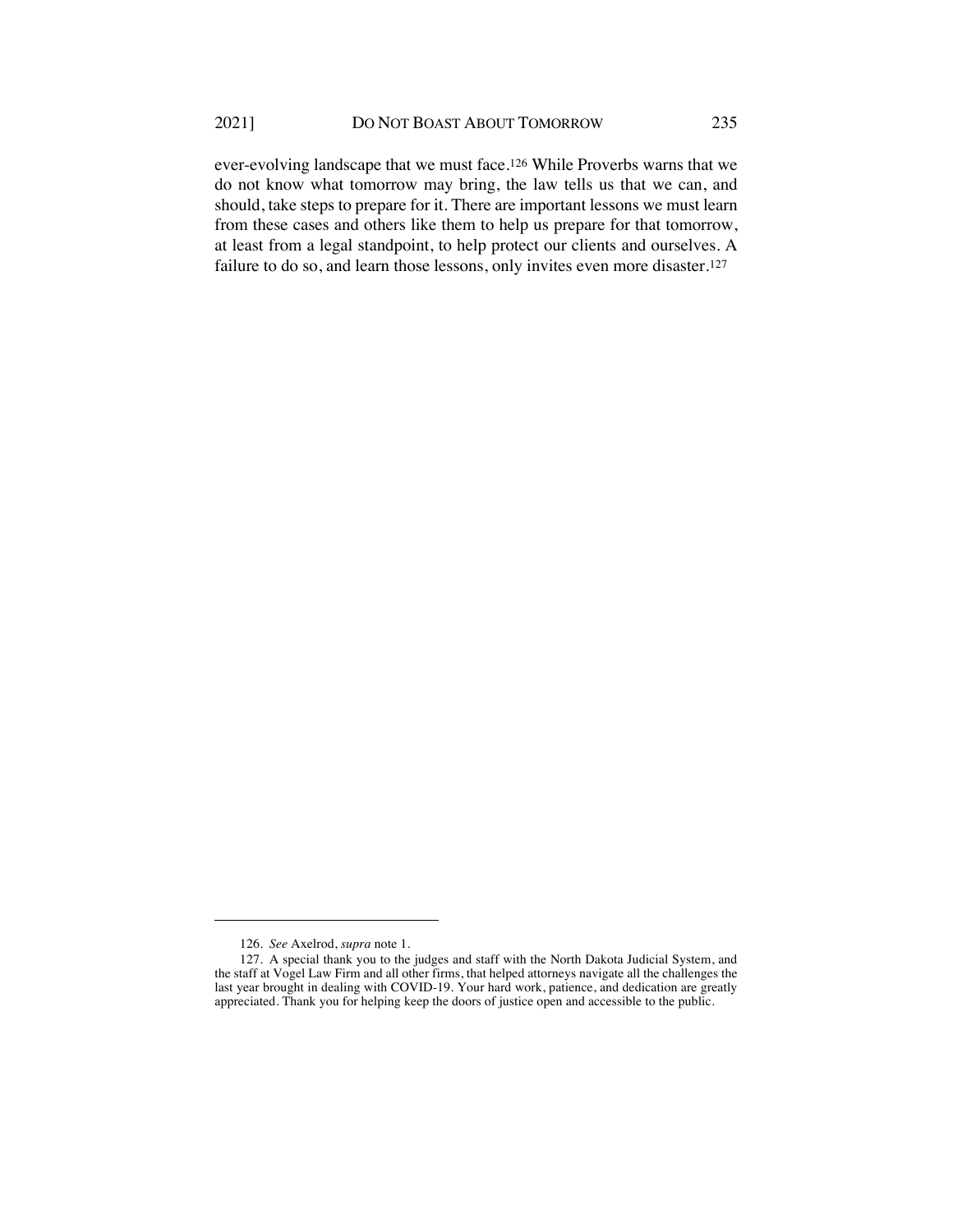ever-evolving landscape that we must face.[126] While Proverbs warns that we do not know what tomorrow may bring, the law tells us that we can, and should, take steps to prepare for it. There are important lessons we must learn from these cases and others like them to help us prepare for that tomorrow, at least from a legal standpoint, to help protect our clients and ourselves. A failure to do so, and learn those lessons, only invites even more disaster.[127]

---

126. *See* Axelrod, *supra* note 1.

127. A special thank you to the judges and staff with the North Dakota Judicial System, and the staff at Vogel Law Firm and all other firms, that helped attorneys navigate all the challenges the last year brought in dealing with COVID-19. Your hard work, patience, and dedication are greatly appreciated. Thank you for helping keep the doors of justice open and accessible to the public.